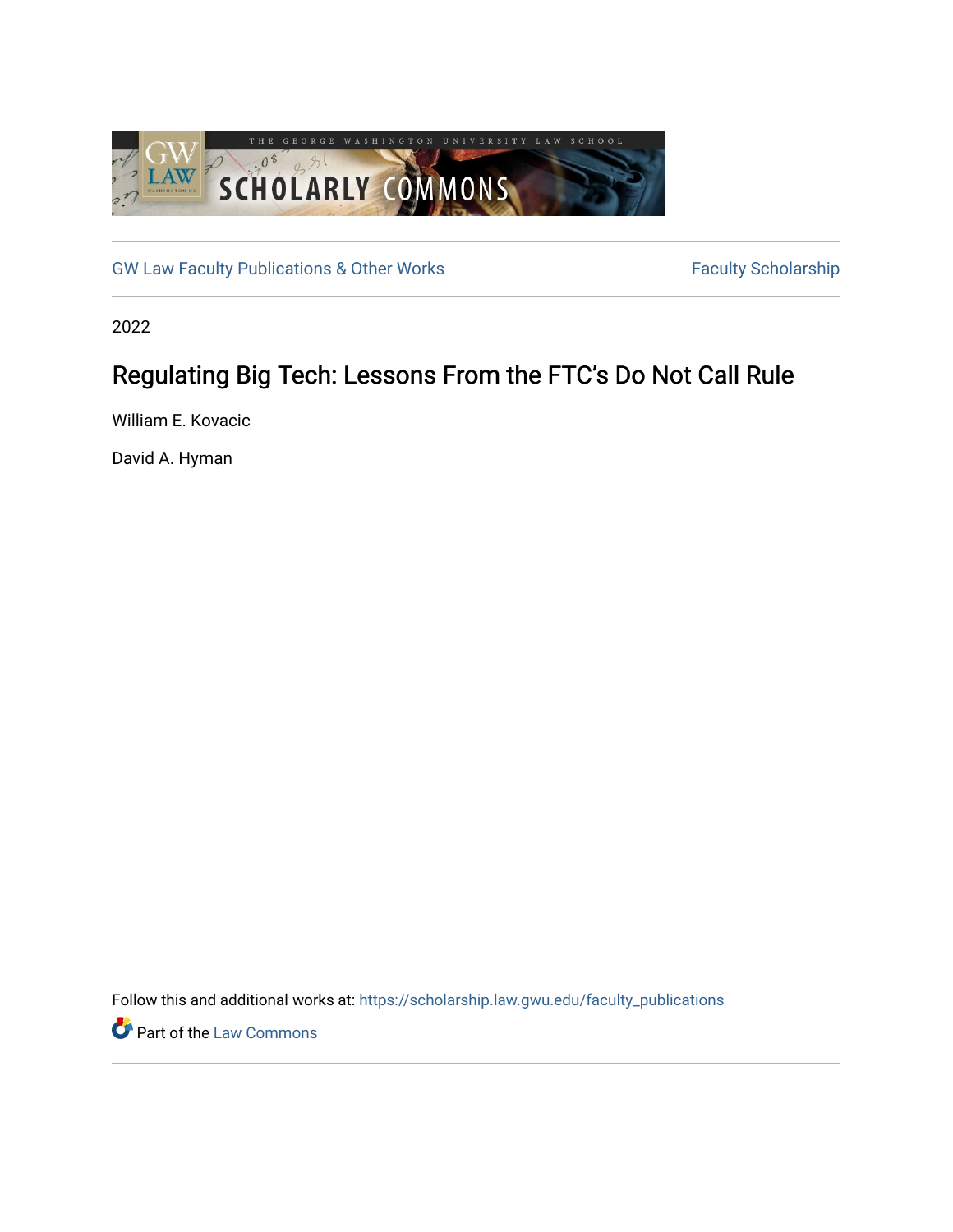GW Law Faculty Publications & Other Works

Faculty Scholarship

2022

# Regulating Big Tech: Lessons From the FTC's Do Not Call Rule

William E. Kovacic

David A. Hyman

Follow this and additional works at: https://scholarship.law.gwu.edu/faculty_publications

Part of the Law Commons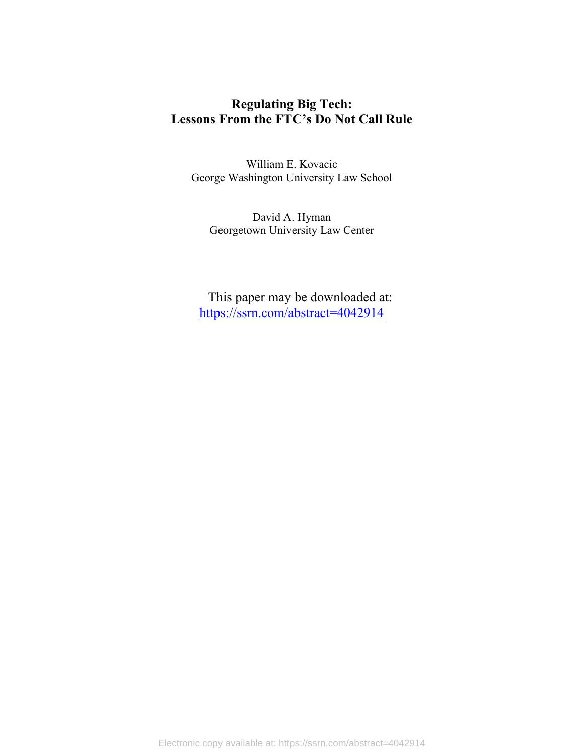# Regulating Big Tech:
# Lessons From the FTC's Do Not Call Rule

William E. Kovacic
George Washington University Law School

David A. Hyman
Georgetown University Law Center

This paper may be downloaded at:
https://ssrn.com/abstract=4042914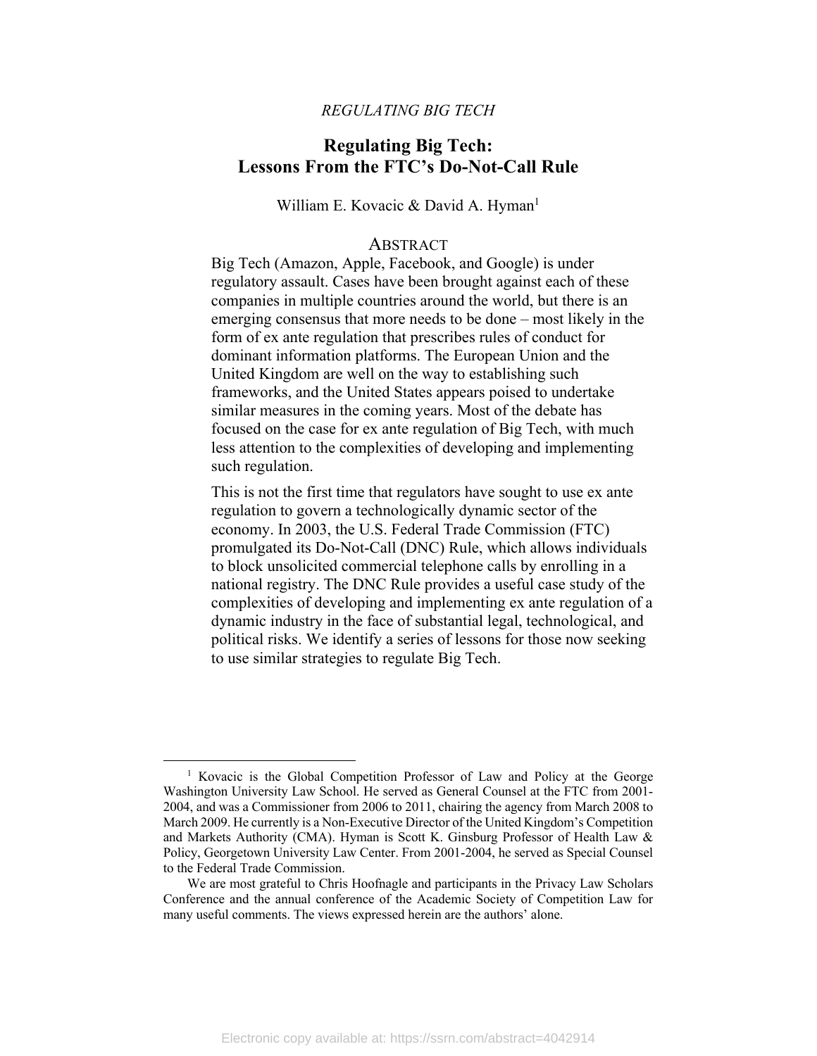# Regulating Big Tech: Lessons From the FTC's Do-Not-Call Rule

William E. Kovacic & David A. Hyman[1]

## ABSTRACT

Big Tech (Amazon, Apple, Facebook, and Google) is under regulatory assault. Cases have been brought against each of these companies in multiple countries around the world, but there is an emerging consensus that more needs to be done – most likely in the form of ex ante regulation that prescribes rules of conduct for dominant information platforms. The European Union and the United Kingdom are well on the way to establishing such frameworks, and the United States appears poised to undertake similar measures in the coming years. Most of the debate has focused on the case for ex ante regulation of Big Tech, with much less attention to the complexities of developing and implementing such regulation.

This is not the first time that regulators have sought to use ex ante regulation to govern a technologically dynamic sector of the economy. In 2003, the U.S. Federal Trade Commission (FTC) promulgated its Do-Not-Call (DNC) Rule, which allows individuals to block unsolicited commercial telephone calls by enrolling in a national registry. The DNC Rule provides a useful case study of the complexities of developing and implementing ex ante regulation of a dynamic industry in the face of substantial legal, technological, and political risks. We identify a series of lessons for those now seeking to use similar strategies to regulate Big Tech.

---

[1] Kovacic is the Global Competition Professor of Law and Policy at the George Washington University Law School. He served as General Counsel at the FTC from 2001-2004, and was a Commissioner from 2006 to 2011, chairing the agency from March 2008 to March 2009. He currently is a Non-Executive Director of the United Kingdom's Competition and Markets Authority (CMA). Hyman is Scott K. Ginsburg Professor of Health Law & Policy, Georgetown University Law Center. From 2001-2004, he served as Special Counsel to the Federal Trade Commission.

We are most grateful to Chris Hoofnagle and participants in the Privacy Law Scholars Conference and the annual conference of the Academic Society of Competition Law for many useful comments. The views expressed herein are the authors' alone.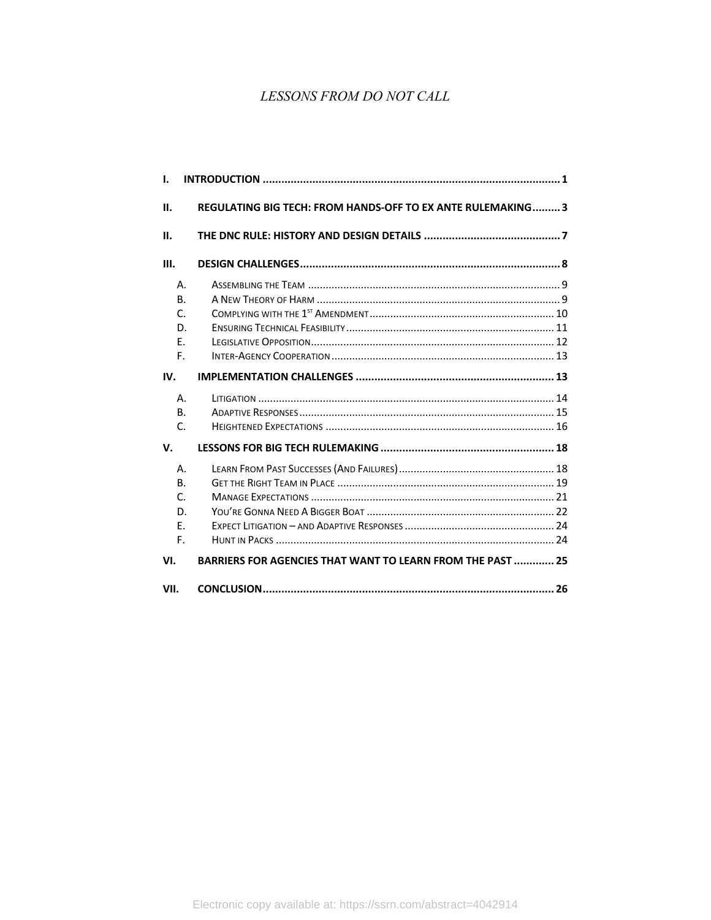*LESSONS FROM DO NOT CALL*

**I. INTRODUCTION** ............................................................................................... **1**

**II. REGULATING BIG TECH: FROM HANDS-OFF TO EX ANTE RULEMAKING** ......... **3**

**II. THE DNC RULE: HISTORY AND DESIGN DETAILS** ............................................ **7**

**III. DESIGN CHALLENGES** ..................................................................................... **8**

- A. ASSEMBLING THE TEAM ..................................................................................... 9
- B. A NEW THEORY OF HARM .................................................................................. 9
- C. COMPLYING WITH THE 1[ST] AMENDMENT ............................................................... 10
- D. ENSURING TECHNICAL FEASIBILITY ...................................................................... 11
- E. LEGISLATIVE OPPOSITION .................................................................................. 12
- F. INTER-AGENCY COOPERATION ........................................................................... 13

**IV. IMPLEMENTATION CHALLENGES** ................................................................ **13**

- A. LITIGATION .................................................................................................... 14
- B. ADAPTIVE RESPONSES ...................................................................................... 15
- C. HEIGHTENED EXPECTATIONS ............................................................................. 16

**V. LESSONS FOR BIG TECH RULEMAKING** ........................................................ **18**

- A. LEARN FROM PAST SUCCESSES (AND FAILURES) ..................................................... 18
- B. GET THE RIGHT TEAM IN PLACE ......................................................................... 19
- C. MANAGE EXPECTATIONS .................................................................................. 21
- D. YOU'RE GONNA NEED A BIGGER BOAT ................................................................ 22
- E. EXPECT LITIGATION – AND ADAPTIVE RESPONSES ................................................... 24
- F. HUNT IN PACKS .............................................................................................. 24

**VI. BARRIERS FOR AGENCIES THAT WANT TO LEARN FROM THE PAST** ............. **25**

**VII. CONCLUSION** .............................................................................................. **26**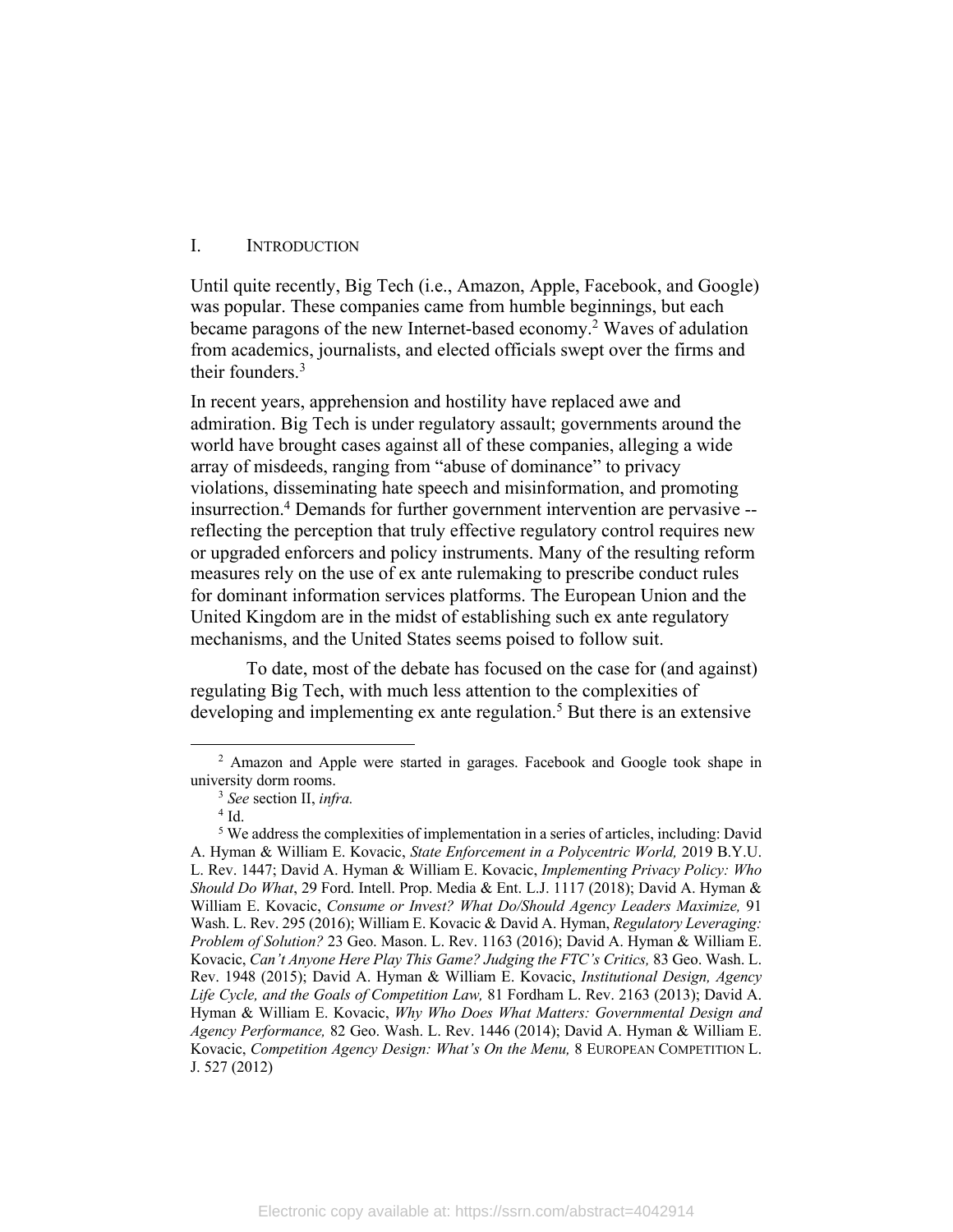## I. INTRODUCTION

Until quite recently, Big Tech (i.e., Amazon, Apple, Facebook, and Google) was popular. These companies came from humble beginnings, but each became paragons of the new Internet-based economy.[2] Waves of adulation from academics, journalists, and elected officials swept over the firms and their founders.[3]

In recent years, apprehension and hostility have replaced awe and admiration. Big Tech is under regulatory assault; governments around the world have brought cases against all of these companies, alleging a wide array of misdeeds, ranging from "abuse of dominance" to privacy violations, disseminating hate speech and misinformation, and promoting insurrection.[4] Demands for further government intervention are pervasive -- reflecting the perception that truly effective regulatory control requires new or upgraded enforcers and policy instruments. Many of the resulting reform measures rely on the use of ex ante rulemaking to prescribe conduct rules for dominant information services platforms. The European Union and the United Kingdom are in the midst of establishing such ex ante regulatory mechanisms, and the United States seems poised to follow suit.

To date, most of the debate has focused on the case for (and against) regulating Big Tech, with much less attention to the complexities of developing and implementing ex ante regulation.[5] But there is an extensive

---

[2] Amazon and Apple were started in garages. Facebook and Google took shape in university dorm rooms.

[3] *See* section II, *infra.*

[4] Id.

[5] We address the complexities of implementation in a series of articles, including: David A. Hyman & William E. Kovacic, *State Enforcement in a Polycentric World,* 2019 B.Y.U. L. Rev. 1447; David A. Hyman & William E. Kovacic, *Implementing Privacy Policy: Who Should Do What*, 29 Ford. Intell. Prop. Media & Ent. L.J. 1117 (2018); David A. Hyman & William E. Kovacic, *Consume or Invest? What Do/Should Agency Leaders Maximize,* 91 Wash. L. Rev. 295 (2016); William E. Kovacic & David A. Hyman, *Regulatory Leveraging: Problem of Solution?* 23 Geo. Mason. L. Rev. 1163 (2016); David A. Hyman & William E. Kovacic, *Can't Anyone Here Play This Game? Judging the FTC's Critics,* 83 Geo. Wash. L. Rev. 1948 (2015); David A. Hyman & William E. Kovacic, *Institutional Design, Agency Life Cycle, and the Goals of Competition Law,* 81 Fordham L. Rev. 2163 (2013); David A. Hyman & William E. Kovacic, *Why Who Does What Matters: Governmental Design and Agency Performance,* 82 Geo. Wash. L. Rev. 1446 (2014); David A. Hyman & William E. Kovacic, *Competition Agency Design: What's On the Menu,* 8 EUROPEAN COMPETITION L. J. 527 (2012)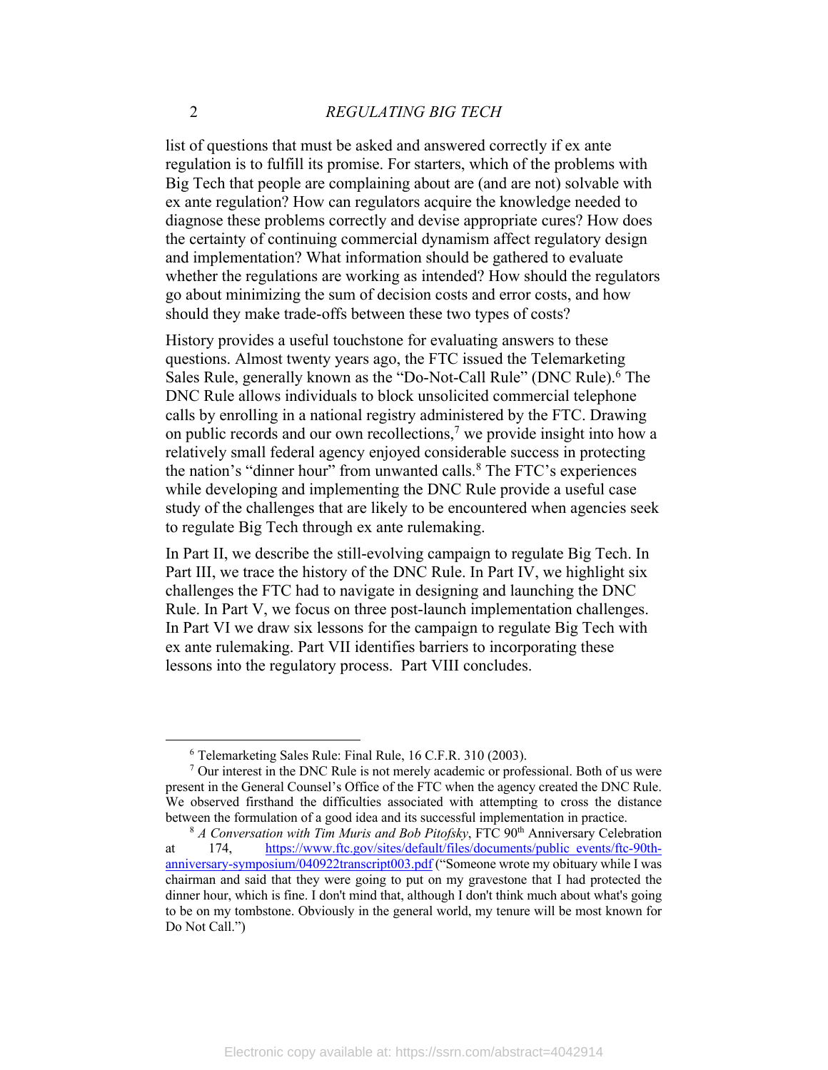list of questions that must be asked and answered correctly if ex ante regulation is to fulfill its promise. For starters, which of the problems with Big Tech that people are complaining about are (and are not) solvable with ex ante regulation? How can regulators acquire the knowledge needed to diagnose these problems correctly and devise appropriate cures? How does the certainty of continuing commercial dynamism affect regulatory design and implementation? What information should be gathered to evaluate whether the regulations are working as intended? How should the regulators go about minimizing the sum of decision costs and error costs, and how should they make trade-offs between these two types of costs?

History provides a useful touchstone for evaluating answers to these questions. Almost twenty years ago, the FTC issued the Telemarketing Sales Rule, generally known as the "Do-Not-Call Rule" (DNC Rule).[6] The DNC Rule allows individuals to block unsolicited commercial telephone calls by enrolling in a national registry administered by the FTC. Drawing on public records and our own recollections,[7] we provide insight into how a relatively small federal agency enjoyed considerable success in protecting the nation's "dinner hour" from unwanted calls.[8] The FTC's experiences while developing and implementing the DNC Rule provide a useful case study of the challenges that are likely to be encountered when agencies seek to regulate Big Tech through ex ante rulemaking.

In Part II, we describe the still-evolving campaign to regulate Big Tech. In Part III, we trace the history of the DNC Rule. In Part IV, we highlight six challenges the FTC had to navigate in designing and launching the DNC Rule. In Part V, we focus on three post-launch implementation challenges. In Part VI we draw six lessons for the campaign to regulate Big Tech with ex ante rulemaking. Part VII identifies barriers to incorporating these lessons into the regulatory process. Part VIII concludes.

---

[6] Telemarketing Sales Rule: Final Rule, 16 C.F.R. 310 (2003).

[7] Our interest in the DNC Rule is not merely academic or professional. Both of us were present in the General Counsel's Office of the FTC when the agency created the DNC Rule. We observed firsthand the difficulties associated with attempting to cross the distance between the formulation of a good idea and its successful implementation in practice.

[8] *A Conversation with Tim Muris and Bob Pitofsky*, FTC 90th Anniversary Celebration at 174, https://www.ftc.gov/sites/default/files/documents/public_events/ftc-90th-anniversary-symposium/040922transcript003.pdf ("Someone wrote my obituary while I was chairman and said that they were going to put on my gravestone that I had protected the dinner hour, which is fine. I don't mind that, although I don't think much about what's going to be on my tombstone. Obviously in the general world, my tenure will be most known for Do Not Call.")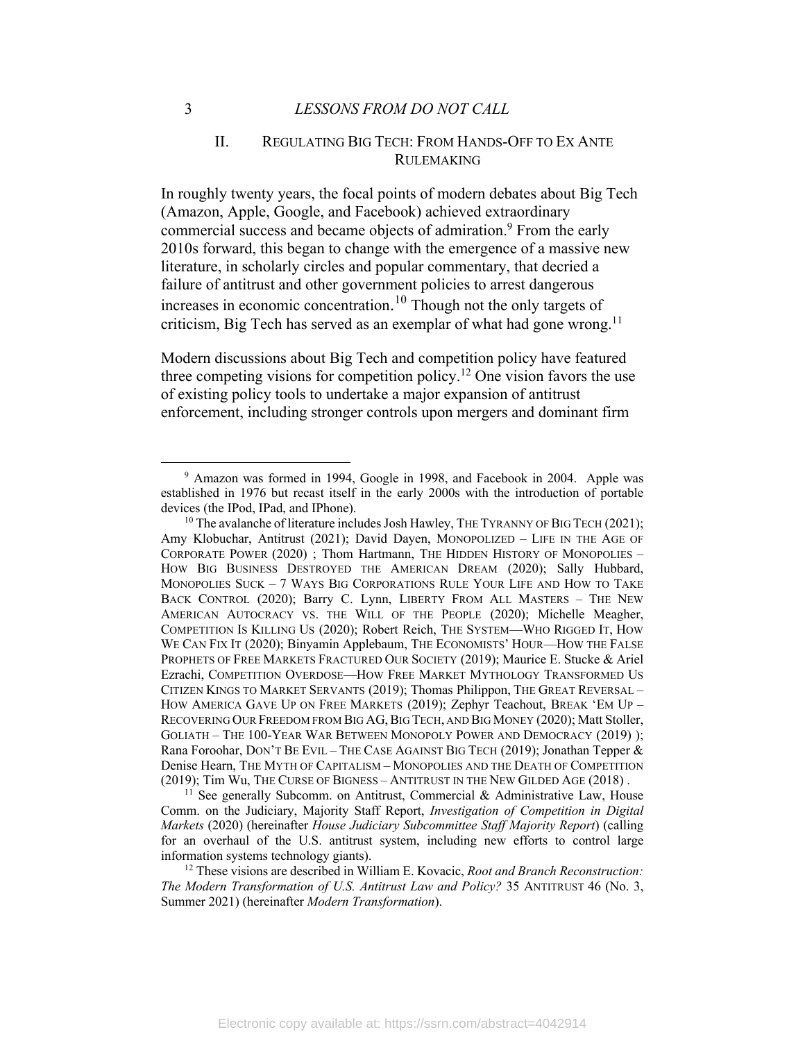## II. REGULATING BIG TECH: FROM HANDS-OFF TO EX ANTE RULEMAKING

In roughly twenty years, the focal points of modern debates about Big Tech (Amazon, Apple, Google, and Facebook) achieved extraordinary commercial success and became objects of admiration.[9] From the early 2010s forward, this began to change with the emergence of a massive new literature, in scholarly circles and popular commentary, that decried a failure of antitrust and other government policies to arrest dangerous increases in economic concentration.[10] Though not the only targets of criticism, Big Tech has served as an exemplar of what had gone wrong.[11]

Modern discussions about Big Tech and competition policy have featured three competing visions for competition policy.[12] One vision favors the use of existing policy tools to undertake a major expansion of antitrust enforcement, including stronger controls upon mergers and dominant firm

---

[9] Amazon was formed in 1994, Google in 1998, and Facebook in 2004. Apple was established in 1976 but recast itself in the early 2000s with the introduction of portable devices (the IPod, IPad, and IPhone).

[10] The avalanche of literature includes Josh Hawley, THE TYRANNY OF BIG TECH (2021); Amy Klobuchar, Antitrust (2021); David Dayen, MONOPOLIZED – LIFE IN THE AGE OF CORPORATE POWER (2020) ; Thom Hartmann, THE HIDDEN HISTORY OF MONOPOLIES – HOW BIG BUSINESS DESTROYED THE AMERICAN DREAM (2020); Sally Hubbard, MONOPOLIES SUCK – 7 WAYS BIG CORPORATIONS RULE YOUR LIFE AND HOW TO TAKE BACK CONTROL (2020); Barry C. Lynn, LIBERTY FROM ALL MASTERS – THE NEW AMERICAN AUTOCRACY VS. THE WILL OF THE PEOPLE (2020); Michelle Meagher, COMPETITION IS KILLING US (2020); Robert Reich, THE SYSTEM—WHO RIGGED IT, HOW WE CAN FIX IT (2020); Binyamin Applebaum, THE ECONOMISTS' HOUR—HOW THE FALSE PROPHETS OF FREE MARKETS FRACTURED OUR SOCIETY (2019); Maurice E. Stucke & Ariel Ezrachi, COMPETITION OVERDOSE—HOW FREE MARKET MYTHOLOGY TRANSFORMED US CITIZEN KINGS TO MARKET SERVANTS (2019); Thomas Philippon, THE GREAT REVERSAL – HOW AMERICA GAVE UP ON FREE MARKETS (2019); Zephyr Teachout, BREAK 'EM UP – RECOVERING OUR FREEDOM FROM BIG AG, BIG TECH, AND BIG MONEY (2020); Matt Stoller, GOLIATH – THE 100-YEAR WAR BETWEEN MONOPOLY POWER AND DEMOCRACY (2019) ); Rana Foroohar, DON'T BE EVIL – THE CASE AGAINST BIG TECH (2019); Jonathan Tepper & Denise Hearn, THE MYTH OF CAPITALISM – MONOPOLIES AND THE DEATH OF COMPETITION (2019); Tim Wu, THE CURSE OF BIGNESS – ANTITRUST IN THE NEW GILDED AGE (2018) .

[11] See generally Subcomm. on Antitrust, Commercial & Administrative Law, House Comm. on the Judiciary, Majority Staff Report, *Investigation of Competition in Digital Markets* (2020) (hereinafter *House Judiciary Subcommittee Staff Majority Report*) (calling for an overhaul of the U.S. antitrust system, including new efforts to control large information systems technology giants).

[12] These visions are described in William E. Kovacic, *Root and Branch Reconstruction: The Modern Transformation of U.S. Antitrust Law and Policy?* 35 ANTITRUST 46 (No. 3, Summer 2021) (hereinafter *Modern Transformation*).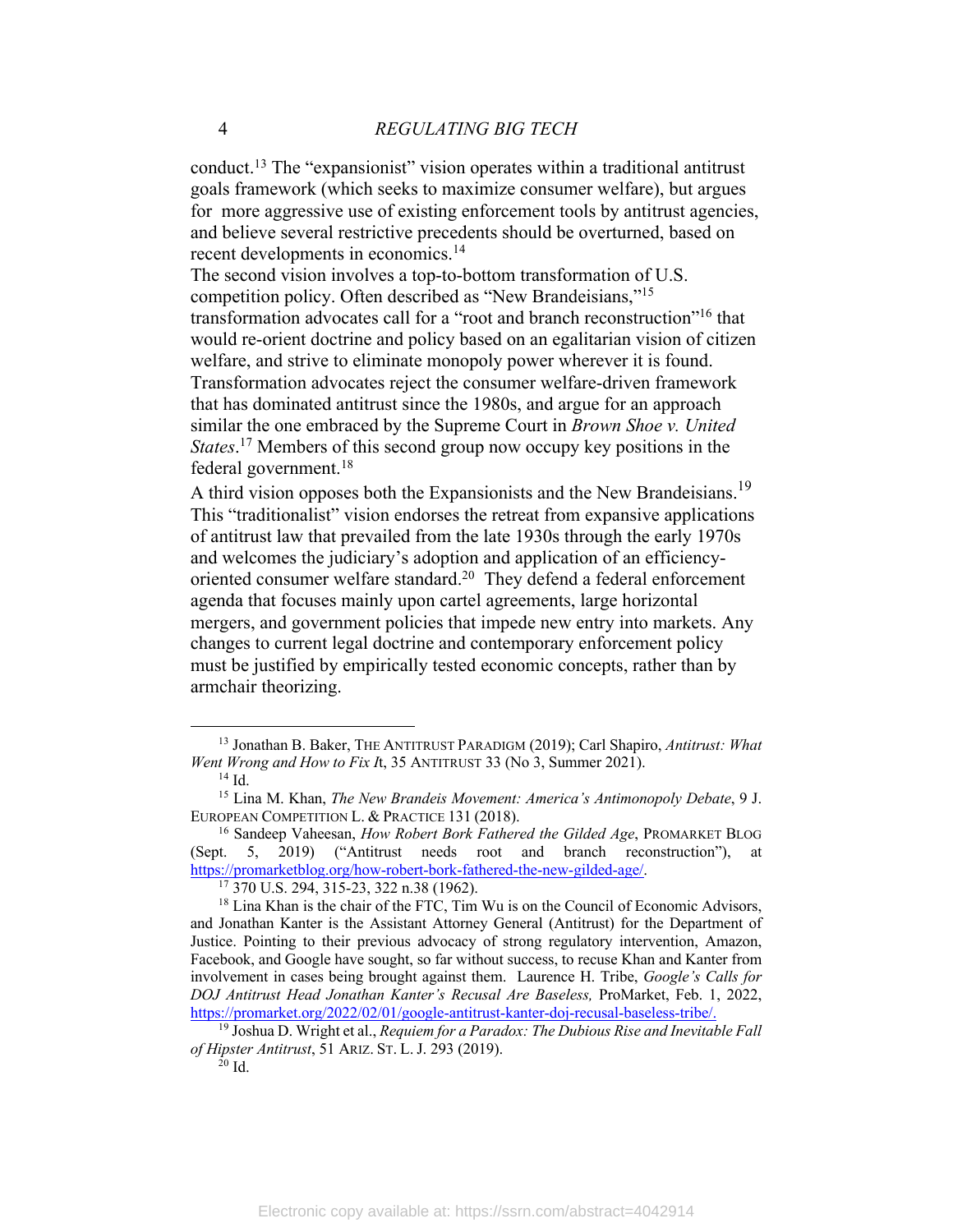conduct.[13] The "expansionist" vision operates within a traditional antitrust goals framework (which seeks to maximize consumer welfare), but argues for more aggressive use of existing enforcement tools by antitrust agencies, and believe several restrictive precedents should be overturned, based on recent developments in economics.[14]

The second vision involves a top-to-bottom transformation of U.S. competition policy. Often described as "New Brandeisians,"[15] transformation advocates call for a "root and branch reconstruction"[16] that would re-orient doctrine and policy based on an egalitarian vision of citizen welfare, and strive to eliminate monopoly power wherever it is found. Transformation advocates reject the consumer welfare-driven framework that has dominated antitrust since the 1980s, and argue for an approach similar the one embraced by the Supreme Court in *Brown Shoe v. United States*.[17] Members of this second group now occupy key positions in the federal government.[18]

A third vision opposes both the Expansionists and the New Brandeisians.[19] This "traditionalist" vision endorses the retreat from expansive applications of antitrust law that prevailed from the late 1930s through the early 1970s and welcomes the judiciary's adoption and application of an efficiency-oriented consumer welfare standard.[20] They defend a federal enforcement agenda that focuses mainly upon cartel agreements, large horizontal mergers, and government policies that impede new entry into markets. Any changes to current legal doctrine and contemporary enforcement policy must be justified by empirically tested economic concepts, rather than by armchair theorizing.

---

[13] Jonathan B. Baker, THE ANTITRUST PARADIGM (2019); Carl Shapiro, *Antitrust: What Went Wrong and How to Fix I*t, 35 ANTITRUST 33 (No 3, Summer 2021).

[14] Id.

[15] Lina M. Khan, *The New Brandeis Movement: America's Antimonopoly Debate*, 9 J. EUROPEAN COMPETITION L. & PRACTICE 131 (2018).

[16] Sandeep Vaheesan, *How Robert Bork Fathered the Gilded Age*, PROMARKET BLOG (Sept. 5, 2019) ("Antitrust needs root and branch reconstruction"), at https://promarketblog.org/how-robert-bork-fathered-the-new-gilded-age/.

[17] 370 U.S. 294, 315-23, 322 n.38 (1962).

[18] Lina Khan is the chair of the FTC, Tim Wu is on the Council of Economic Advisors, and Jonathan Kanter is the Assistant Attorney General (Antitrust) for the Department of Justice. Pointing to their previous advocacy of strong regulatory intervention, Amazon, Facebook, and Google have sought, so far without success, to recuse Khan and Kanter from involvement in cases being brought against them. Laurence H. Tribe, *Google's Calls for DOJ Antitrust Head Jonathan Kanter's Recusal Are Baseless,* ProMarket, Feb. 1, 2022, https://promarket.org/2022/02/01/google-antitrust-kanter-doj-recusal-baseless-tribe/.

[19] Joshua D. Wright et al., *Requiem for a Paradox: The Dubious Rise and Inevitable Fall of Hipster Antitrust*, 51 ARIZ. ST. L. J. 293 (2019).

[20] Id.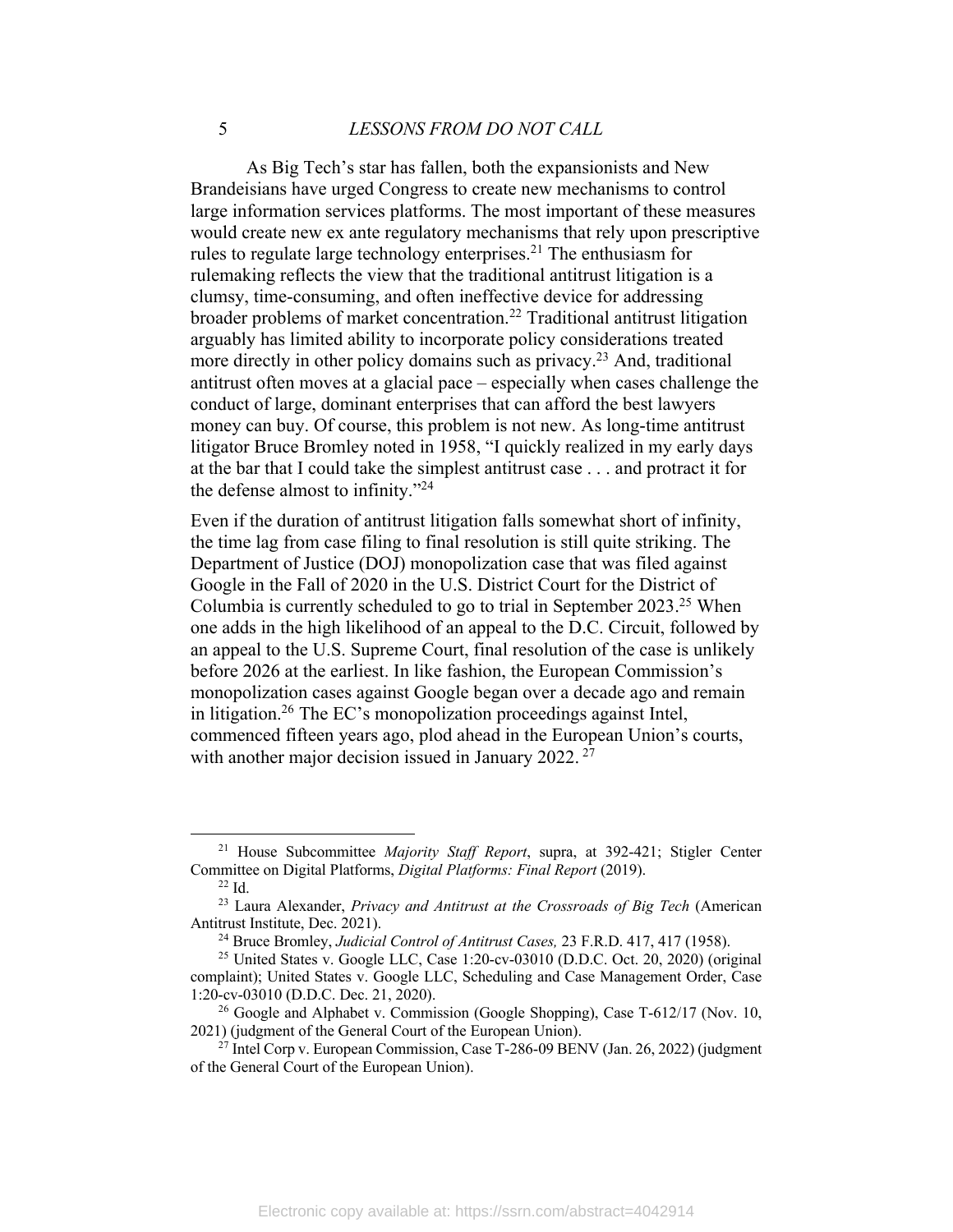As Big Tech's star has fallen, both the expansionists and New Brandeisians have urged Congress to create new mechanisms to control large information services platforms. The most important of these measures would create new ex ante regulatory mechanisms that rely upon prescriptive rules to regulate large technology enterprises.[21] The enthusiasm for rulemaking reflects the view that the traditional antitrust litigation is a clumsy, time-consuming, and often ineffective device for addressing broader problems of market concentration.[22] Traditional antitrust litigation arguably has limited ability to incorporate policy considerations treated more directly in other policy domains such as privacy.[23] And, traditional antitrust often moves at a glacial pace – especially when cases challenge the conduct of large, dominant enterprises that can afford the best lawyers money can buy. Of course, this problem is not new. As long-time antitrust litigator Bruce Bromley noted in 1958, "I quickly realized in my early days at the bar that I could take the simplest antitrust case . . . and protract it for the defense almost to infinity."[24]

Even if the duration of antitrust litigation falls somewhat short of infinity, the time lag from case filing to final resolution is still quite striking. The Department of Justice (DOJ) monopolization case that was filed against Google in the Fall of 2020 in the U.S. District Court for the District of Columbia is currently scheduled to go to trial in September 2023.[25] When one adds in the high likelihood of an appeal to the D.C. Circuit, followed by an appeal to the U.S. Supreme Court, final resolution of the case is unlikely before 2026 at the earliest. In like fashion, the European Commission's monopolization cases against Google began over a decade ago and remain in litigation.[26] The EC's monopolization proceedings against Intel, commenced fifteen years ago, plod ahead in the European Union's courts, with another major decision issued in January 2022.[27]

---

[21] House Subcommittee *Majority Staff Report*, supra, at 392-421; Stigler Center Committee on Digital Platforms, *Digital Platforms: Final Report* (2019).

[22] Id.

[23] Laura Alexander, *Privacy and Antitrust at the Crossroads of Big Tech* (American Antitrust Institute, Dec. 2021).

[24] Bruce Bromley, *Judicial Control of Antitrust Cases,* 23 F.R.D. 417, 417 (1958).

[25] United States v. Google LLC, Case 1:20-cv-03010 (D.D.C. Oct. 20, 2020) (original complaint); United States v. Google LLC, Scheduling and Case Management Order, Case 1:20-cv-03010 (D.D.C. Dec. 21, 2020).

[26] Google and Alphabet v. Commission (Google Shopping), Case T-612/17 (Nov. 10, 2021) (judgment of the General Court of the European Union).

[27] Intel Corp v. European Commission, Case T-286-09 BENV (Jan. 26, 2022) (judgment of the General Court of the European Union).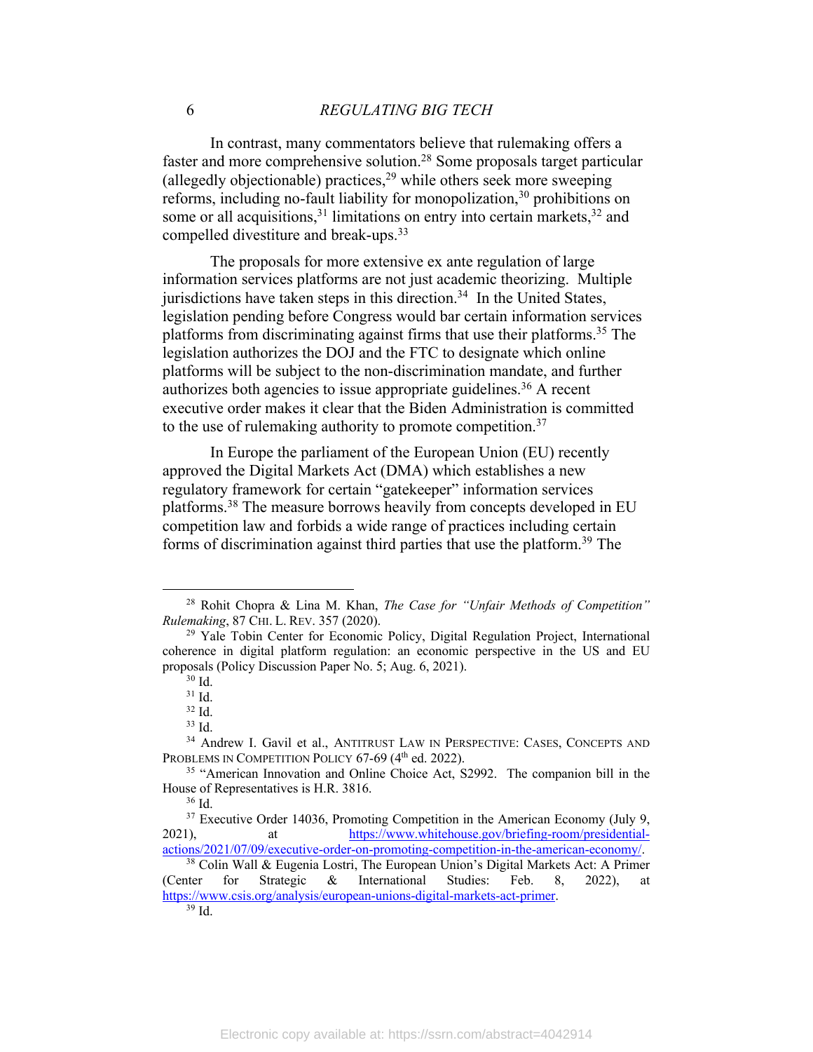In contrast, many commentators believe that rulemaking offers a faster and more comprehensive solution.[28] Some proposals target particular (allegedly objectionable) practices,[29] while others seek more sweeping reforms, including no-fault liability for monopolization,[30] prohibitions on some or all acquisitions,[31] limitations on entry into certain markets,[32] and compelled divestiture and break-ups.[33]

The proposals for more extensive ex ante regulation of large information services platforms are not just academic theorizing. Multiple jurisdictions have taken steps in this direction.[34] In the United States, legislation pending before Congress would bar certain information services platforms from discriminating against firms that use their platforms.[35] The legislation authorizes the DOJ and the FTC to designate which online platforms will be subject to the non-discrimination mandate, and further authorizes both agencies to issue appropriate guidelines.[36] A recent executive order makes it clear that the Biden Administration is committed to the use of rulemaking authority to promote competition.[37]

In Europe the parliament of the European Union (EU) recently approved the Digital Markets Act (DMA) which establishes a new regulatory framework for certain "gatekeeper" information services platforms.[38] The measure borrows heavily from concepts developed in EU competition law and forbids a wide range of practices including certain forms of discrimination against third parties that use the platform.[39] The

---

[28] Rohit Chopra & Lina M. Khan, *The Case for "Unfair Methods of Competition" Rulemaking*, 87 CHI. L. REV. 357 (2020).

[29] Yale Tobin Center for Economic Policy, Digital Regulation Project, International coherence in digital platform regulation: an economic perspective in the US and EU proposals (Policy Discussion Paper No. 5; Aug. 6, 2021).

[30] Id.

[31] Id.

[32] Id.

[33] Id.

[34] Andrew I. Gavil et al., ANTITRUST LAW IN PERSPECTIVE: CASES, CONCEPTS AND PROBLEMS IN COMPETITION POLICY 67-69 (4th ed. 2022).

[35] "American Innovation and Online Choice Act, S2992. The companion bill in the House of Representatives is H.R. 3816.

[36] Id.

[37] Executive Order 14036, Promoting Competition in the American Economy (July 9, 2021), at https://www.whitehouse.gov/briefing-room/presidential-actions/2021/07/09/executive-order-on-promoting-competition-in-the-american-economy/.

[38] Colin Wall & Eugenia Lostri, The European Union's Digital Markets Act: A Primer (Center for Strategic & International Studies: Feb. 8, 2022), at https://www.csis.org/analysis/european-unions-digital-markets-act-primer.

[39] Id.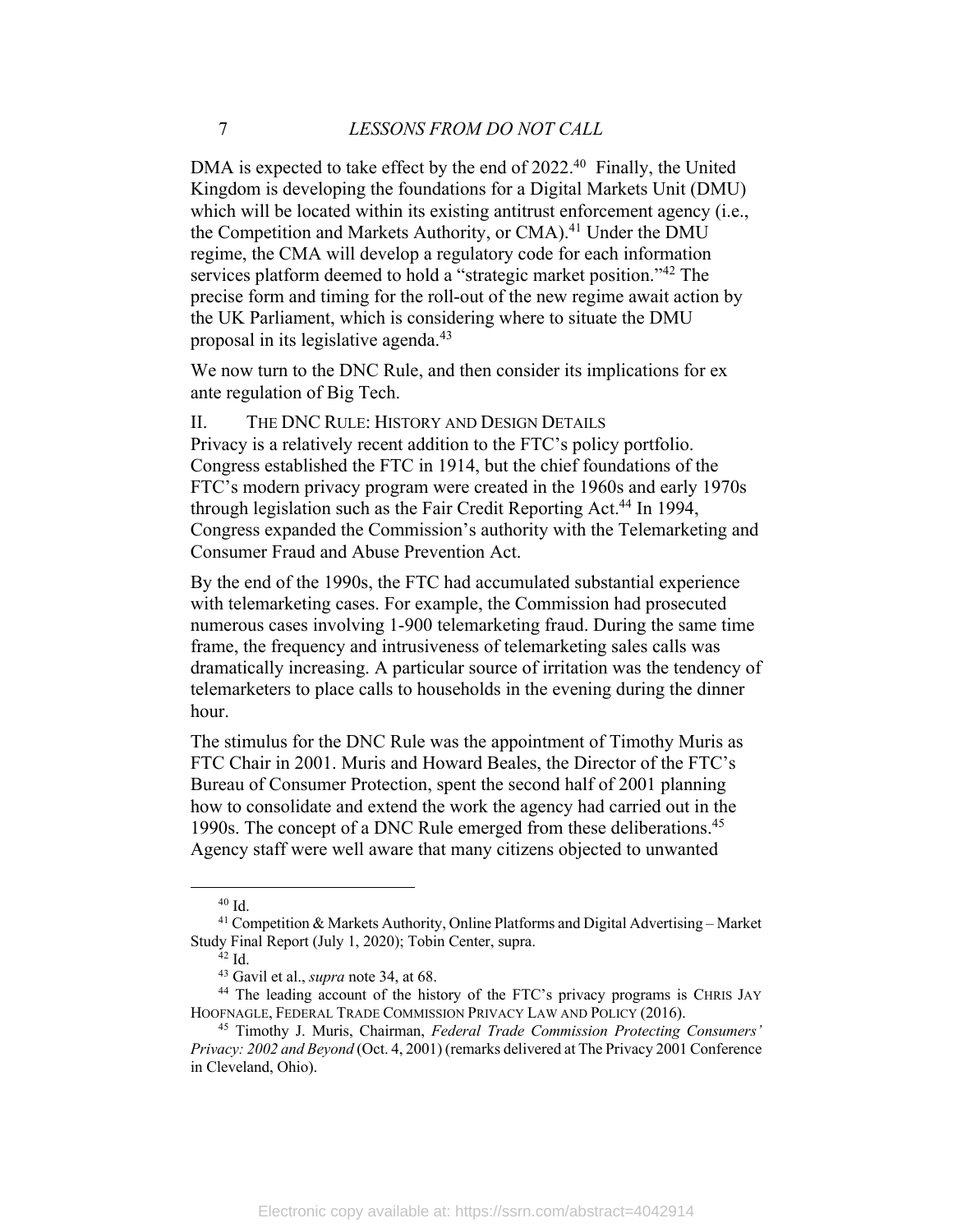DMA is expected to take effect by the end of 2022.[40] Finally, the United Kingdom is developing the foundations for a Digital Markets Unit (DMU) which will be located within its existing antitrust enforcement agency (i.e., the Competition and Markets Authority, or CMA).[41] Under the DMU regime, the CMA will develop a regulatory code for each information services platform deemed to hold a "strategic market position."[42] The precise form and timing for the roll-out of the new regime await action by the UK Parliament, which is considering where to situate the DMU proposal in its legislative agenda.[43]

We now turn to the DNC Rule, and then consider its implications for ex ante regulation of Big Tech.

## II. THE DNC RULE: HISTORY AND DESIGN DETAILS

Privacy is a relatively recent addition to the FTC's policy portfolio. Congress established the FTC in 1914, but the chief foundations of the FTC's modern privacy program were created in the 1960s and early 1970s through legislation such as the Fair Credit Reporting Act.[44] In 1994, Congress expanded the Commission's authority with the Telemarketing and Consumer Fraud and Abuse Prevention Act.

By the end of the 1990s, the FTC had accumulated substantial experience with telemarketing cases. For example, the Commission had prosecuted numerous cases involving 1-900 telemarketing fraud. During the same time frame, the frequency and intrusiveness of telemarketing sales calls was dramatically increasing. A particular source of irritation was the tendency of telemarketers to place calls to households in the evening during the dinner hour.

The stimulus for the DNC Rule was the appointment of Timothy Muris as FTC Chair in 2001. Muris and Howard Beales, the Director of the FTC's Bureau of Consumer Protection, spent the second half of 2001 planning how to consolidate and extend the work the agency had carried out in the 1990s. The concept of a DNC Rule emerged from these deliberations.[45] Agency staff were well aware that many citizens objected to unwanted

---

[40] Id.

[41] Competition & Markets Authority, Online Platforms and Digital Advertising – Market Study Final Report (July 1, 2020); Tobin Center, supra.

[42] Id.

[43] Gavil et al., *supra* note 34, at 68.

[44] The leading account of the history of the FTC's privacy programs is CHRIS JAY HOOFNAGLE, FEDERAL TRADE COMMISSION PRIVACY LAW AND POLICY (2016).

[45] Timothy J. Muris, Chairman, *Federal Trade Commission Protecting Consumers' Privacy: 2002 and Beyond* (Oct. 4, 2001) (remarks delivered at The Privacy 2001 Conference in Cleveland, Ohio).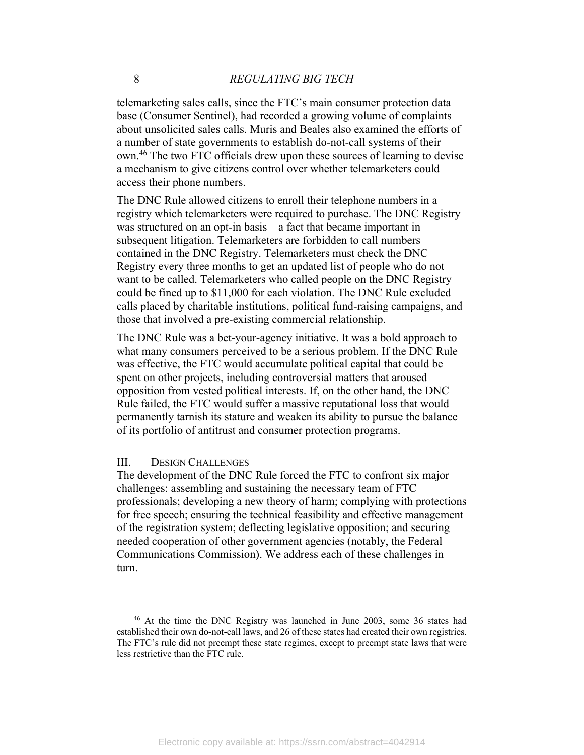telemarketing sales calls, since the FTC's main consumer protection data base (Consumer Sentinel), had recorded a growing volume of complaints about unsolicited sales calls. Muris and Beales also examined the efforts of a number of state governments to establish do-not-call systems of their own.[46] The two FTC officials drew upon these sources of learning to devise a mechanism to give citizens control over whether telemarketers could access their phone numbers.

The DNC Rule allowed citizens to enroll their telephone numbers in a registry which telemarketers were required to purchase. The DNC Registry was structured on an opt-in basis – a fact that became important in subsequent litigation. Telemarketers are forbidden to call numbers contained in the DNC Registry. Telemarketers must check the DNC Registry every three months to get an updated list of people who do not want to be called. Telemarketers who called people on the DNC Registry could be fined up to $11,000 for each violation. The DNC Rule excluded calls placed by charitable institutions, political fund-raising campaigns, and those that involved a pre-existing commercial relationship.

The DNC Rule was a bet-your-agency initiative. It was a bold approach to what many consumers perceived to be a serious problem. If the DNC Rule was effective, the FTC would accumulate political capital that could be spent on other projects, including controversial matters that aroused opposition from vested political interests. If, on the other hand, the DNC Rule failed, the FTC would suffer a massive reputational loss that would permanently tarnish its stature and weaken its ability to pursue the balance of its portfolio of antitrust and consumer protection programs.

## III. Design Challenges

The development of the DNC Rule forced the FTC to confront six major challenges: assembling and sustaining the necessary team of FTC professionals; developing a new theory of harm; complying with protections for free speech; ensuring the technical feasibility and effective management of the registration system; deflecting legislative opposition; and securing needed cooperation of other government agencies (notably, the Federal Communications Commission). We address each of these challenges in turn.

---

[46] At the time the DNC Registry was launched in June 2003, some 36 states had established their own do-not-call laws, and 26 of these states had created their own registries. The FTC's rule did not preempt these state regimes, except to preempt state laws that were less restrictive than the FTC rule.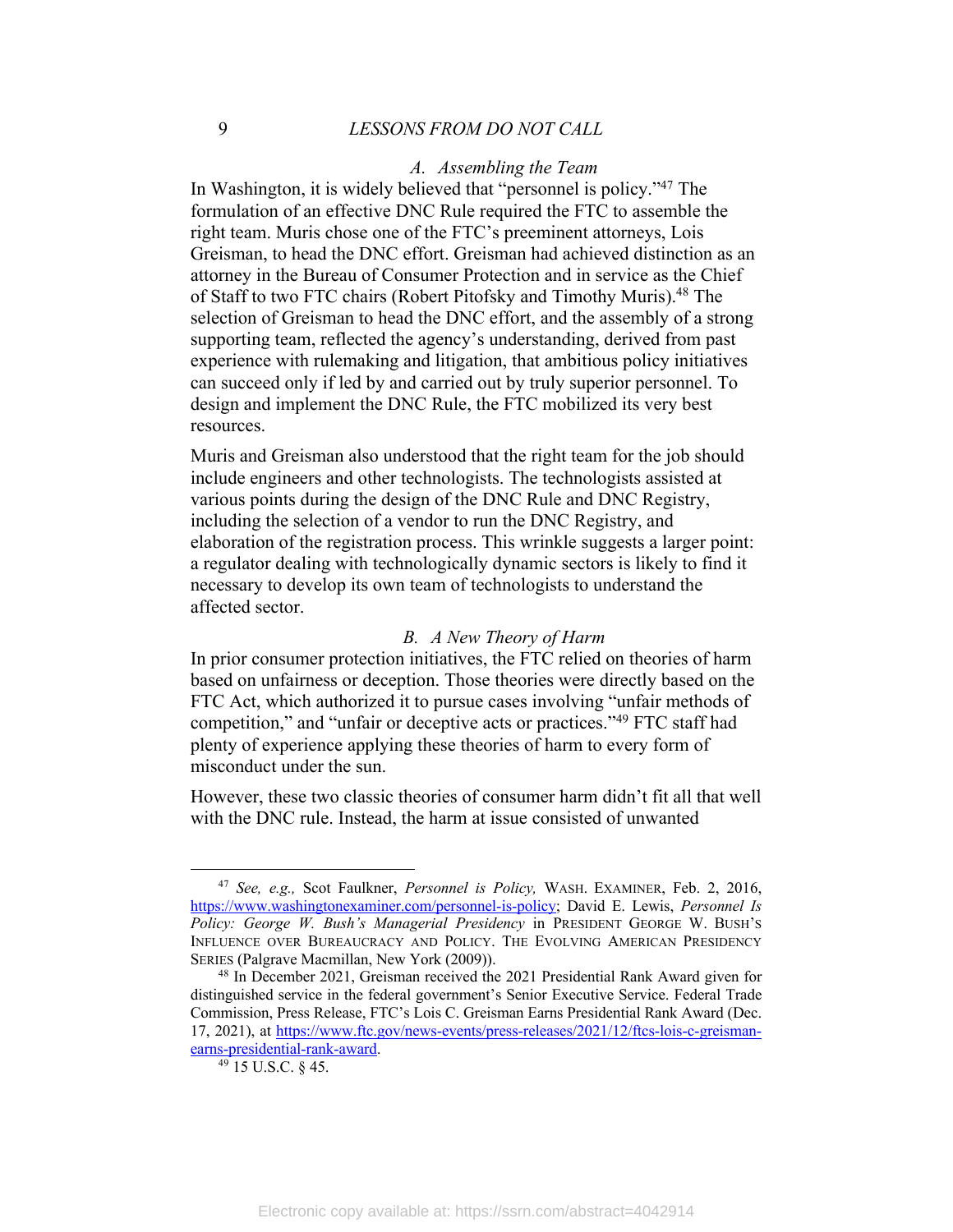### A. Assembling the Team

In Washington, it is widely believed that "personnel is policy."[47] The formulation of an effective DNC Rule required the FTC to assemble the right team. Muris chose one of the FTC's preeminent attorneys, Lois Greisman, to head the DNC effort. Greisman had achieved distinction as an attorney in the Bureau of Consumer Protection and in service as the Chief of Staff to two FTC chairs (Robert Pitofsky and Timothy Muris).[48] The selection of Greisman to head the DNC effort, and the assembly of a strong supporting team, reflected the agency's understanding, derived from past experience with rulemaking and litigation, that ambitious policy initiatives can succeed only if led by and carried out by truly superior personnel. To design and implement the DNC Rule, the FTC mobilized its very best resources.

Muris and Greisman also understood that the right team for the job should include engineers and other technologists. The technologists assisted at various points during the design of the DNC Rule and DNC Registry, including the selection of a vendor to run the DNC Registry, and elaboration of the registration process. This wrinkle suggests a larger point: a regulator dealing with technologically dynamic sectors is likely to find it necessary to develop its own team of technologists to understand the affected sector.

### B. A New Theory of Harm

In prior consumer protection initiatives, the FTC relied on theories of harm based on unfairness or deception. Those theories were directly based on the FTC Act, which authorized it to pursue cases involving "unfair methods of competition," and "unfair or deceptive acts or practices."[49] FTC staff had plenty of experience applying these theories of harm to every form of misconduct under the sun.

However, these two classic theories of consumer harm didn't fit all that well with the DNC rule. Instead, the harm at issue consisted of unwanted

---

[47] *See, e.g.,* Scot Faulkner, *Personnel is Policy,* WASH. EXAMINER, Feb. 2, 2016, https://www.washingtonexaminer.com/personnel-is-policy; David E. Lewis, *Personnel Is Policy: George W. Bush's Managerial Presidency* in PRESIDENT GEORGE W. BUSH'S INFLUENCE OVER BUREAUCRACY AND POLICY. THE EVOLVING AMERICAN PRESIDENCY SERIES (Palgrave Macmillan, New York (2009)).

[48] In December 2021, Greisman received the 2021 Presidential Rank Award given for distinguished service in the federal government's Senior Executive Service. Federal Trade Commission, Press Release, FTC's Lois C. Greisman Earns Presidential Rank Award (Dec. 17, 2021), at https://www.ftc.gov/news-events/press-releases/2021/12/ftcs-lois-c-greisman-earns-presidential-rank-award.

[49] 15 U.S.C. § 45.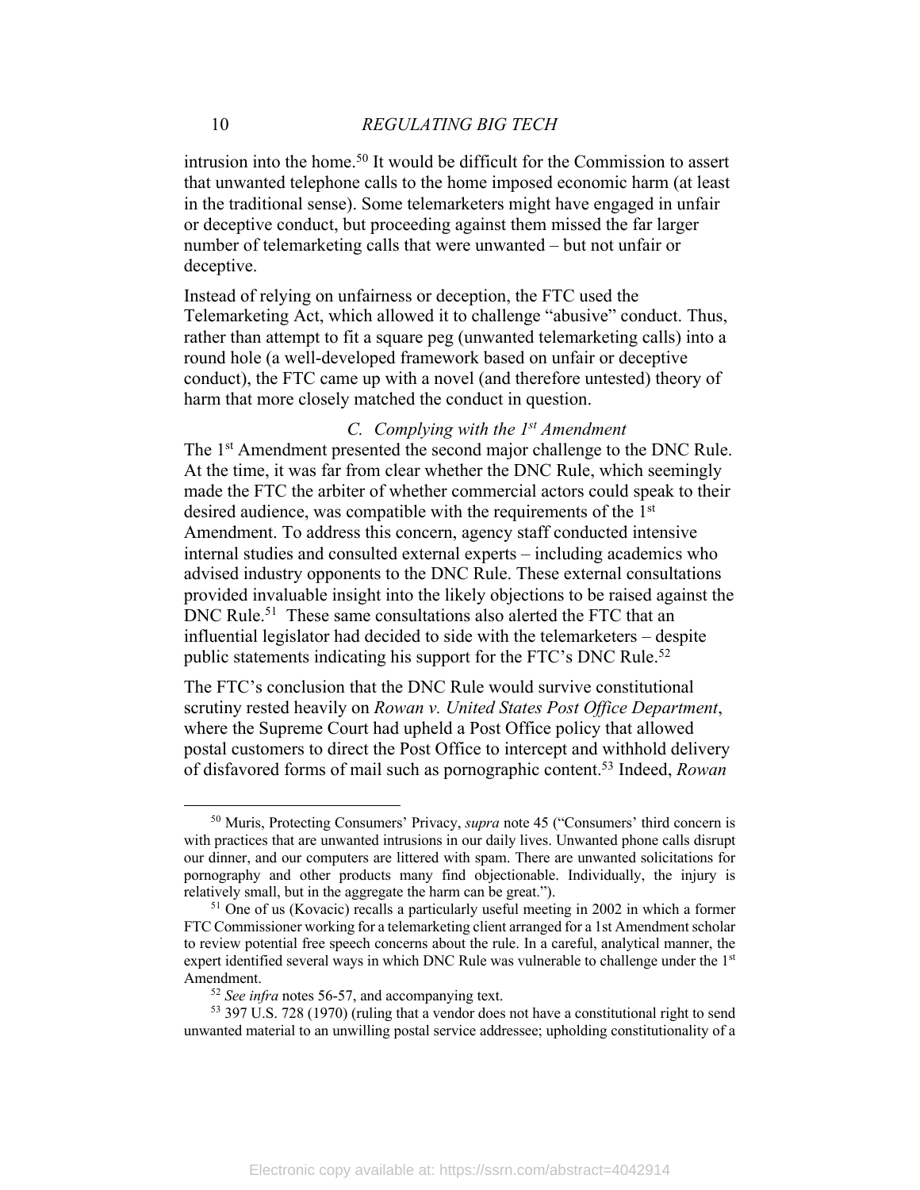intrusion into the home.[50] It would be difficult for the Commission to assert that unwanted telephone calls to the home imposed economic harm (at least in the traditional sense). Some telemarketers might have engaged in unfair or deceptive conduct, but proceeding against them missed the far larger number of telemarketing calls that were unwanted – but not unfair or deceptive.

Instead of relying on unfairness or deception, the FTC used the Telemarketing Act, which allowed it to challenge "abusive" conduct. Thus, rather than attempt to fit a square peg (unwanted telemarketing calls) into a round hole (a well-developed framework based on unfair or deceptive conduct), the FTC came up with a novel (and therefore untested) theory of harm that more closely matched the conduct in question.

### *C. Complying with the 1st Amendment*

The 1st Amendment presented the second major challenge to the DNC Rule. At the time, it was far from clear whether the DNC Rule, which seemingly made the FTC the arbiter of whether commercial actors could speak to their desired audience, was compatible with the requirements of the 1st Amendment. To address this concern, agency staff conducted intensive internal studies and consulted external experts – including academics who advised industry opponents to the DNC Rule. These external consultations provided invaluable insight into the likely objections to be raised against the DNC Rule.[51] These same consultations also alerted the FTC that an influential legislator had decided to side with the telemarketers – despite public statements indicating his support for the FTC's DNC Rule.[52]

The FTC's conclusion that the DNC Rule would survive constitutional scrutiny rested heavily on *Rowan v. United States Post Office Department*, where the Supreme Court had upheld a Post Office policy that allowed postal customers to direct the Post Office to intercept and withhold delivery of disfavored forms of mail such as pornographic content.[53] Indeed, *Rowan*

---

[50] Muris, Protecting Consumers' Privacy, *supra* note 45 ("Consumers' third concern is with practices that are unwanted intrusions in our daily lives. Unwanted phone calls disrupt our dinner, and our computers are littered with spam. There are unwanted solicitations for pornography and other products many find objectionable. Individually, the injury is relatively small, but in the aggregate the harm can be great.").

[51] One of us (Kovacic) recalls a particularly useful meeting in 2002 in which a former FTC Commissioner working for a telemarketing client arranged for a 1st Amendment scholar to review potential free speech concerns about the rule. In a careful, analytical manner, the expert identified several ways in which DNC Rule was vulnerable to challenge under the 1st Amendment.

[52] *See infra* notes 56-57, and accompanying text.

[53] 397 U.S. 728 (1970) (ruling that a vendor does not have a constitutional right to send unwanted material to an unwilling postal service addressee; upholding constitutionality of a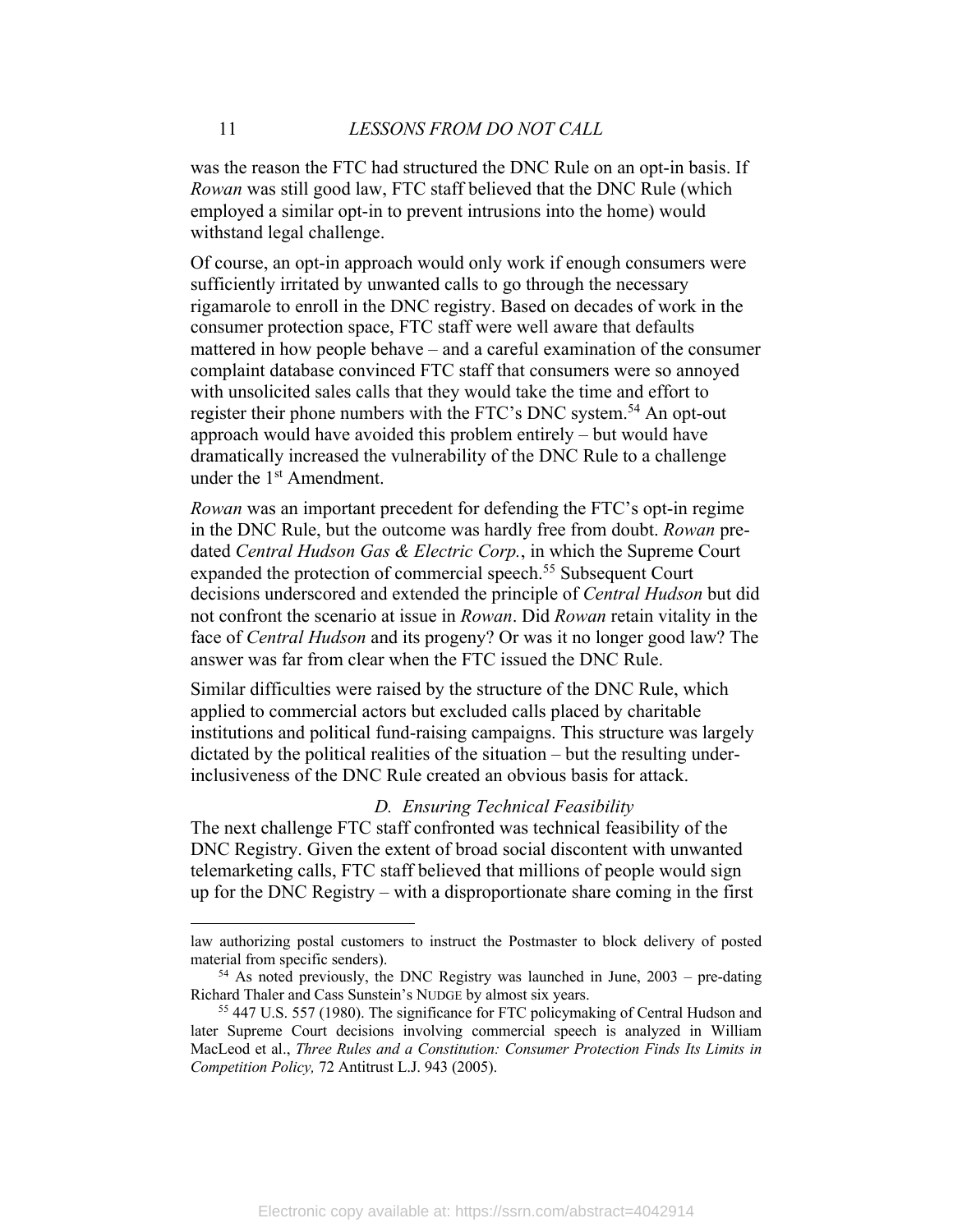was the reason the FTC had structured the DNC Rule on an opt-in basis. If *Rowan* was still good law, FTC staff believed that the DNC Rule (which employed a similar opt-in to prevent intrusions into the home) would withstand legal challenge.

Of course, an opt-in approach would only work if enough consumers were sufficiently irritated by unwanted calls to go through the necessary rigamarole to enroll in the DNC registry. Based on decades of work in the consumer protection space, FTC staff were well aware that defaults mattered in how people behave – and a careful examination of the consumer complaint database convinced FTC staff that consumers were so annoyed with unsolicited sales calls that they would take the time and effort to register their phone numbers with the FTC's DNC system.[54] An opt-out approach would have avoided this problem entirely – but would have dramatically increased the vulnerability of the DNC Rule to a challenge under the 1st Amendment.

*Rowan* was an important precedent for defending the FTC's opt-in regime in the DNC Rule, but the outcome was hardly free from doubt. *Rowan* pre-dated *Central Hudson Gas & Electric Corp.*, in which the Supreme Court expanded the protection of commercial speech.[55] Subsequent Court decisions underscored and extended the principle of *Central Hudson* but did not confront the scenario at issue in *Rowan*. Did *Rowan* retain vitality in the face of *Central Hudson* and its progeny? Or was it no longer good law? The answer was far from clear when the FTC issued the DNC Rule.

Similar difficulties were raised by the structure of the DNC Rule, which applied to commercial actors but excluded calls placed by charitable institutions and political fund-raising campaigns. This structure was largely dictated by the political realities of the situation – but the resulting under-inclusiveness of the DNC Rule created an obvious basis for attack.

### *D. Ensuring Technical Feasibility*

The next challenge FTC staff confronted was technical feasibility of the DNC Registry. Given the extent of broad social discontent with unwanted telemarketing calls, FTC staff believed that millions of people would sign up for the DNC Registry – with a disproportionate share coming in the first

---

law authorizing postal customers to instruct the Postmaster to block delivery of posted material from specific senders).

[54] As noted previously, the DNC Registry was launched in June, 2003 – pre-dating Richard Thaler and Cass Sunstein's NUDGE by almost six years.

[55] 447 U.S. 557 (1980). The significance for FTC policymaking of Central Hudson and later Supreme Court decisions involving commercial speech is analyzed in William MacLeod et al., *Three Rules and a Constitution: Consumer Protection Finds Its Limits in Competition Policy,* 72 Antitrust L.J. 943 (2005).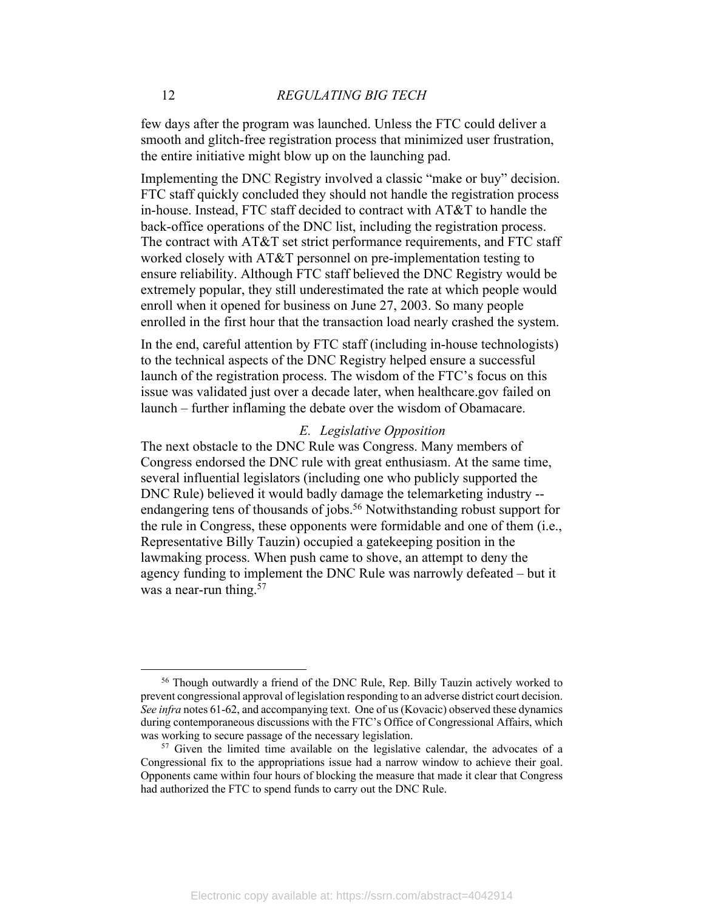few days after the program was launched. Unless the FTC could deliver a smooth and glitch-free registration process that minimized user frustration, the entire initiative might blow up on the launching pad.

Implementing the DNC Registry involved a classic "make or buy" decision. FTC staff quickly concluded they should not handle the registration process in-house. Instead, FTC staff decided to contract with AT&T to handle the back-office operations of the DNC list, including the registration process. The contract with AT&T set strict performance requirements, and FTC staff worked closely with AT&T personnel on pre-implementation testing to ensure reliability. Although FTC staff believed the DNC Registry would be extremely popular, they still underestimated the rate at which people would enroll when it opened for business on June 27, 2003. So many people enrolled in the first hour that the transaction load nearly crashed the system.

In the end, careful attention by FTC staff (including in-house technologists) to the technical aspects of the DNC Registry helped ensure a successful launch of the registration process. The wisdom of the FTC's focus on this issue was validated just over a decade later, when healthcare.gov failed on launch – further inflaming the debate over the wisdom of Obamacare.

### *E. Legislative Opposition*

The next obstacle to the DNC Rule was Congress. Many members of Congress endorsed the DNC rule with great enthusiasm. At the same time, several influential legislators (including one who publicly supported the DNC Rule) believed it would badly damage the telemarketing industry -- endangering tens of thousands of jobs.[56] Notwithstanding robust support for the rule in Congress, these opponents were formidable and one of them (i.e., Representative Billy Tauzin) occupied a gatekeeping position in the lawmaking process. When push came to shove, an attempt to deny the agency funding to implement the DNC Rule was narrowly defeated – but it was a near-run thing.[57]

---

[56] Though outwardly a friend of the DNC Rule, Rep. Billy Tauzin actively worked to prevent congressional approval of legislation responding to an adverse district court decision. *See infra* notes 61-62, and accompanying text. One of us (Kovacic) observed these dynamics during contemporaneous discussions with the FTC's Office of Congressional Affairs, which was working to secure passage of the necessary legislation.

[57] Given the limited time available on the legislative calendar, the advocates of a Congressional fix to the appropriations issue had a narrow window to achieve their goal. Opponents came within four hours of blocking the measure that made it clear that Congress had authorized the FTC to spend funds to carry out the DNC Rule.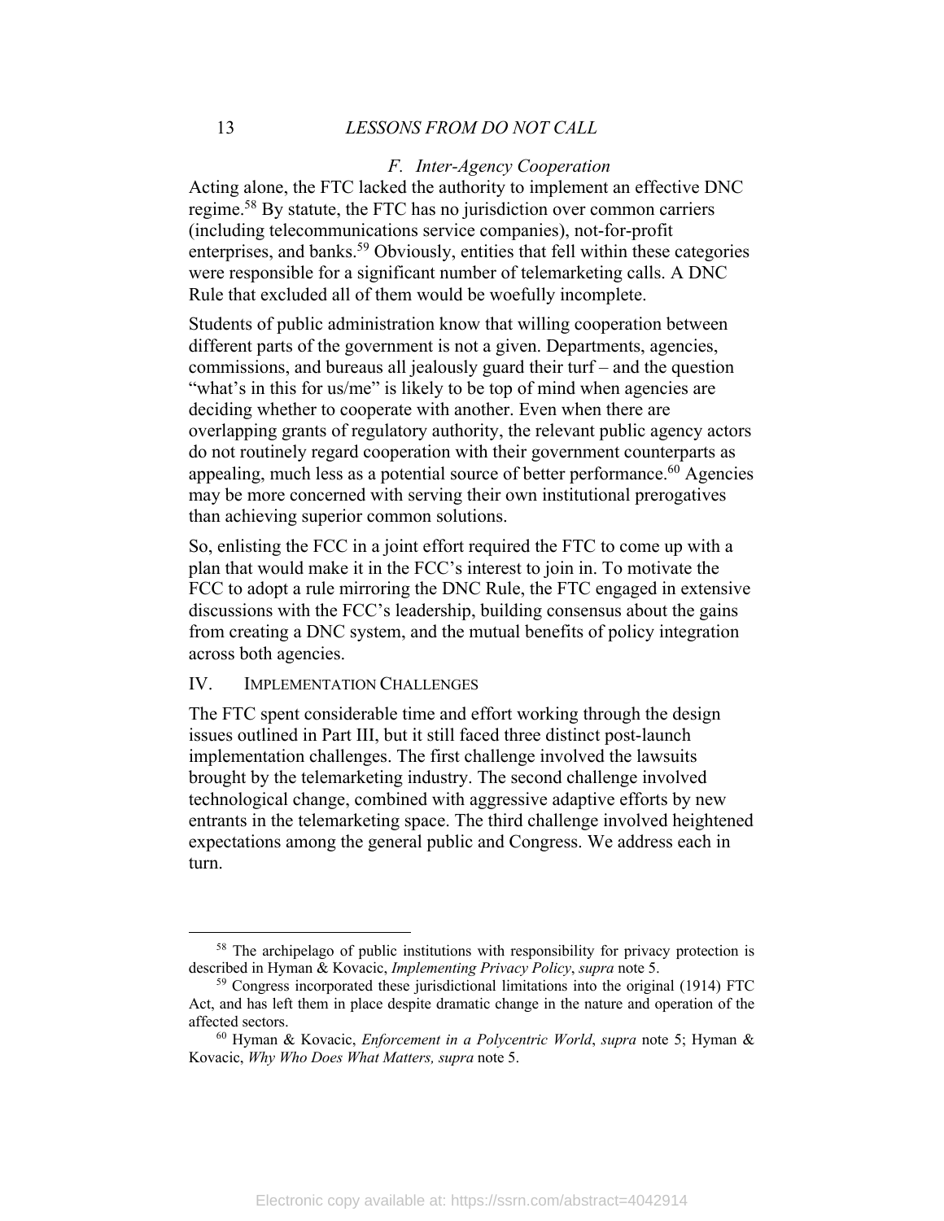### *F. Inter-Agency Cooperation*

Acting alone, the FTC lacked the authority to implement an effective DNC regime.[58] By statute, the FTC has no jurisdiction over common carriers (including telecommunications service companies), not-for-profit enterprises, and banks.[59] Obviously, entities that fell within these categories were responsible for a significant number of telemarketing calls. A DNC Rule that excluded all of them would be woefully incomplete.

Students of public administration know that willing cooperation between different parts of the government is not a given. Departments, agencies, commissions, and bureaus all jealously guard their turf – and the question "what's in this for us/me" is likely to be top of mind when agencies are deciding whether to cooperate with another. Even when there are overlapping grants of regulatory authority, the relevant public agency actors do not routinely regard cooperation with their government counterparts as appealing, much less as a potential source of better performance.[60] Agencies may be more concerned with serving their own institutional prerogatives than achieving superior common solutions.

So, enlisting the FCC in a joint effort required the FTC to come up with a plan that would make it in the FCC's interest to join in. To motivate the FCC to adopt a rule mirroring the DNC Rule, the FTC engaged in extensive discussions with the FCC's leadership, building consensus about the gains from creating a DNC system, and the mutual benefits of policy integration across both agencies.

## IV. Implementation Challenges

The FTC spent considerable time and effort working through the design issues outlined in Part III, but it still faced three distinct post-launch implementation challenges. The first challenge involved the lawsuits brought by the telemarketing industry. The second challenge involved technological change, combined with aggressive adaptive efforts by new entrants in the telemarketing space. The third challenge involved heightened expectations among the general public and Congress. We address each in turn.

---

[58] The archipelago of public institutions with responsibility for privacy protection is described in Hyman & Kovacic, *Implementing Privacy Policy*, *supra* note 5.

[59] Congress incorporated these jurisdictional limitations into the original (1914) FTC Act, and has left them in place despite dramatic change in the nature and operation of the affected sectors.

[60] Hyman & Kovacic, *Enforcement in a Polycentric World*, *supra* note 5; Hyman & Kovacic, *Why Who Does What Matters, supra* note 5.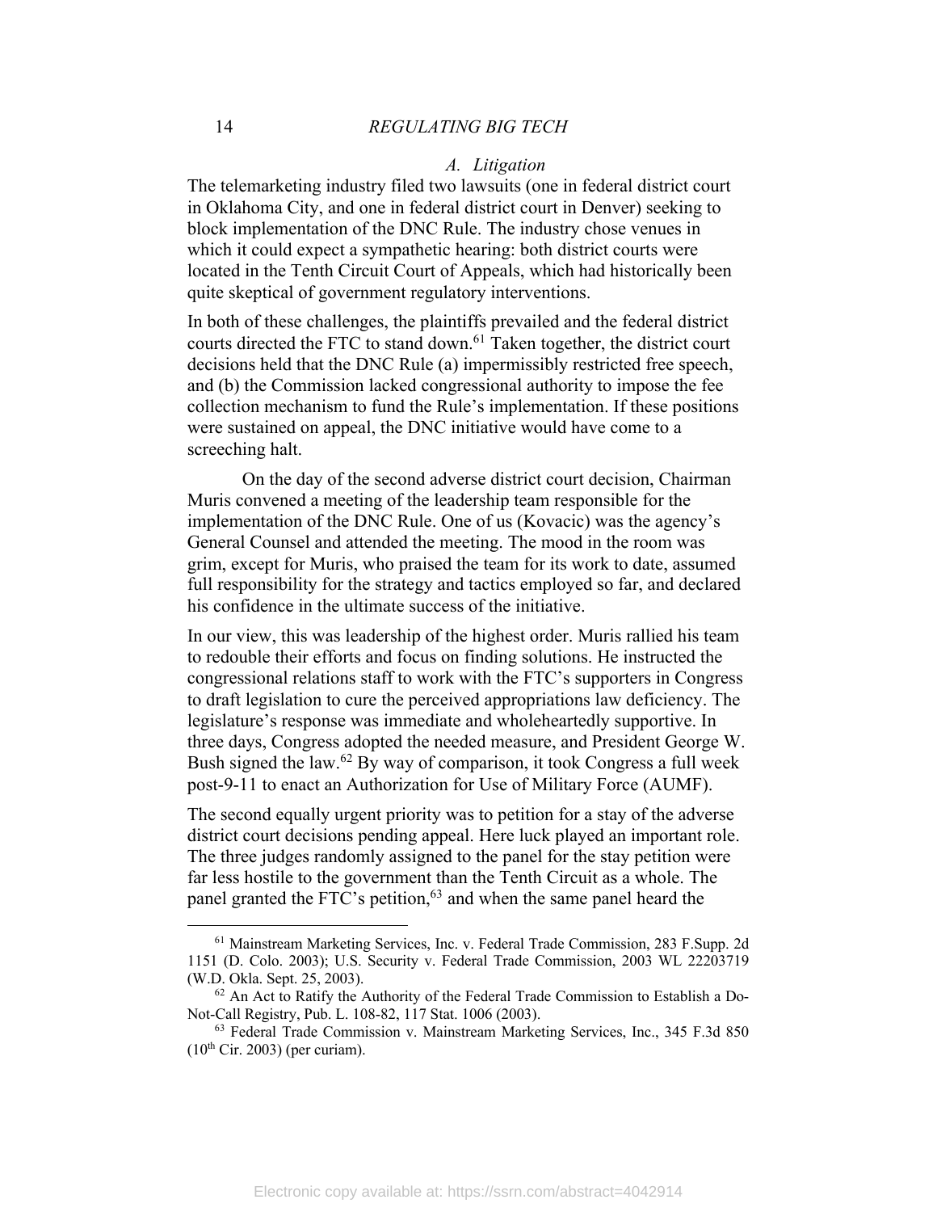### A. Litigation

The telemarketing industry filed two lawsuits (one in federal district court in Oklahoma City, and one in federal district court in Denver) seeking to block implementation of the DNC Rule. The industry chose venues in which it could expect a sympathetic hearing: both district courts were located in the Tenth Circuit Court of Appeals, which had historically been quite skeptical of government regulatory interventions.

In both of these challenges, the plaintiffs prevailed and the federal district courts directed the FTC to stand down.[61] Taken together, the district court decisions held that the DNC Rule (a) impermissibly restricted free speech, and (b) the Commission lacked congressional authority to impose the fee collection mechanism to fund the Rule's implementation. If these positions were sustained on appeal, the DNC initiative would have come to a screeching halt.

On the day of the second adverse district court decision, Chairman Muris convened a meeting of the leadership team responsible for the implementation of the DNC Rule. One of us (Kovacic) was the agency's General Counsel and attended the meeting. The mood in the room was grim, except for Muris, who praised the team for its work to date, assumed full responsibility for the strategy and tactics employed so far, and declared his confidence in the ultimate success of the initiative.

In our view, this was leadership of the highest order. Muris rallied his team to redouble their efforts and focus on finding solutions. He instructed the congressional relations staff to work with the FTC's supporters in Congress to draft legislation to cure the perceived appropriations law deficiency. The legislature's response was immediate and wholeheartedly supportive. In three days, Congress adopted the needed measure, and President George W. Bush signed the law.[62] By way of comparison, it took Congress a full week post-9-11 to enact an Authorization for Use of Military Force (AUMF).

The second equally urgent priority was to petition for a stay of the adverse district court decisions pending appeal. Here luck played an important role. The three judges randomly assigned to the panel for the stay petition were far less hostile to the government than the Tenth Circuit as a whole. The panel granted the FTC's petition,[63] and when the same panel heard the

---

[61] Mainstream Marketing Services, Inc. v. Federal Trade Commission, 283 F.Supp. 2d 1151 (D. Colo. 2003); U.S. Security v. Federal Trade Commission, 2003 WL 22203719 (W.D. Okla. Sept. 25, 2003).

[62] An Act to Ratify the Authority of the Federal Trade Commission to Establish a Do-Not-Call Registry, Pub. L. 108-82, 117 Stat. 1006 (2003).

[63] Federal Trade Commission v. Mainstream Marketing Services, Inc., 345 F.3d 850 (10th Cir. 2003) (per curiam).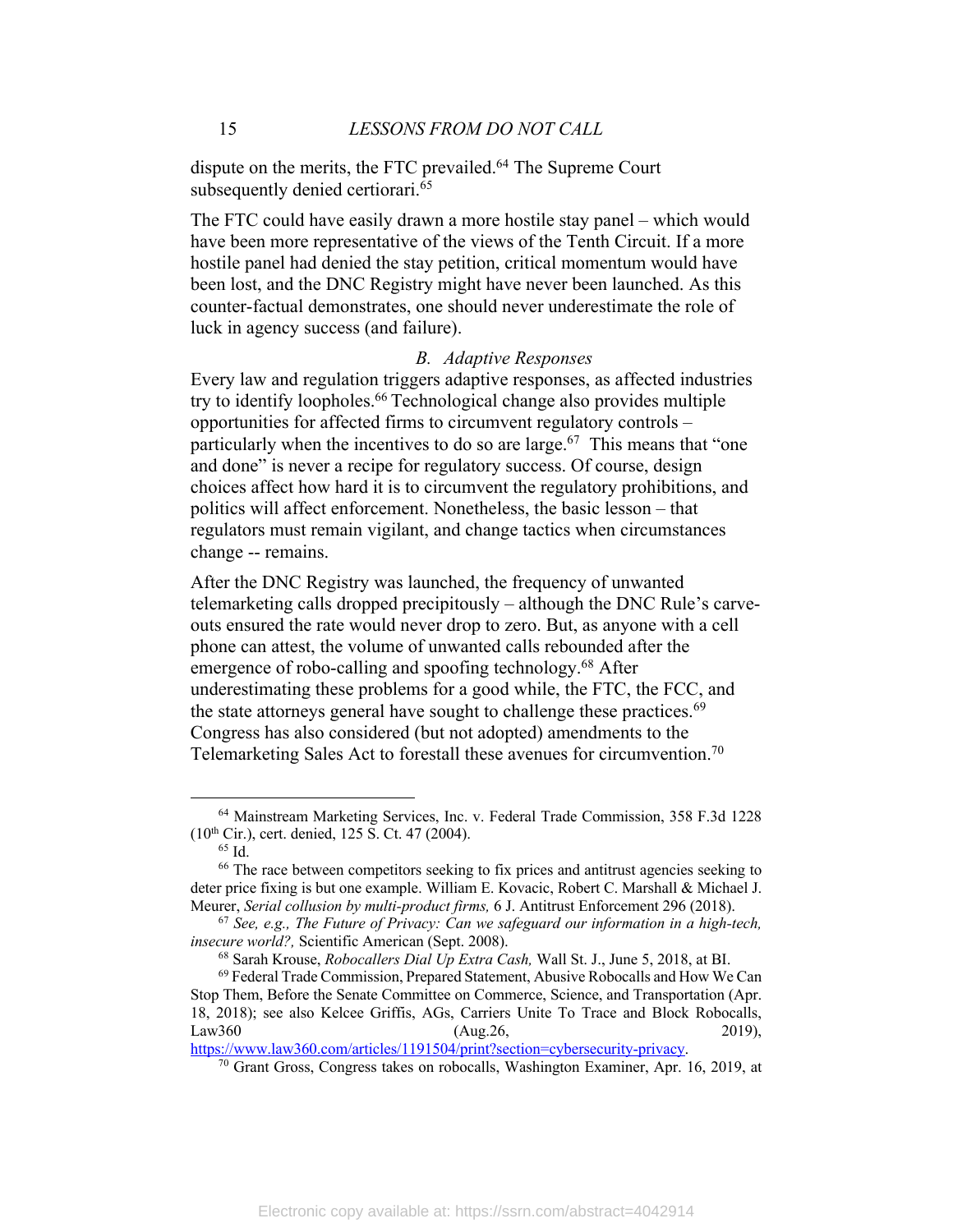dispute on the merits, the FTC prevailed.[64] The Supreme Court subsequently denied certiorari.[65]

The FTC could have easily drawn a more hostile stay panel – which would have been more representative of the views of the Tenth Circuit. If a more hostile panel had denied the stay petition, critical momentum would have been lost, and the DNC Registry might have never been launched. As this counter-factual demonstrates, one should never underestimate the role of luck in agency success (and failure).

### *B. Adaptive Responses*

Every law and regulation triggers adaptive responses, as affected industries try to identify loopholes.[66] Technological change also provides multiple opportunities for affected firms to circumvent regulatory controls – particularly when the incentives to do so are large.[67] This means that "one and done" is never a recipe for regulatory success. Of course, design choices affect how hard it is to circumvent the regulatory prohibitions, and politics will affect enforcement. Nonetheless, the basic lesson – that regulators must remain vigilant, and change tactics when circumstances change -- remains.

After the DNC Registry was launched, the frequency of unwanted telemarketing calls dropped precipitously – although the DNC Rule's carve-outs ensured the rate would never drop to zero. But, as anyone with a cell phone can attest, the volume of unwanted calls rebounded after the emergence of robo-calling and spoofing technology.[68] After underestimating these problems for a good while, the FTC, the FCC, and the state attorneys general have sought to challenge these practices.[69] Congress has also considered (but not adopted) amendments to the Telemarketing Sales Act to forestall these avenues for circumvention.[70]

---

[64] Mainstream Marketing Services, Inc. v. Federal Trade Commission, 358 F.3d 1228 (10th Cir.), cert. denied, 125 S. Ct. 47 (2004).

[65] Id.

[66] The race between competitors seeking to fix prices and antitrust agencies seeking to deter price fixing is but one example. William E. Kovacic, Robert C. Marshall & Michael J. Meurer, *Serial collusion by multi-product firms,* 6 J. Antitrust Enforcement 296 (2018).

[67] *See, e.g., The Future of Privacy: Can we safeguard our information in a high-tech, insecure world?,* Scientific American (Sept. 2008).

[68] Sarah Krouse, *Robocallers Dial Up Extra Cash,* Wall St. J., June 5, 2018, at BI.

[69] Federal Trade Commission, Prepared Statement, Abusive Robocalls and How We Can Stop Them, Before the Senate Committee on Commerce, Science, and Transportation (Apr. 18, 2018); see also Kelcee Griffis, AGs, Carriers Unite To Trace and Block Robocalls, Law360 (Aug.26, 2019), https://www.law360.com/articles/1191504/print?section=cybersecurity-privacy.

[70] Grant Gross, Congress takes on robocalls, Washington Examiner, Apr. 16, 2019, at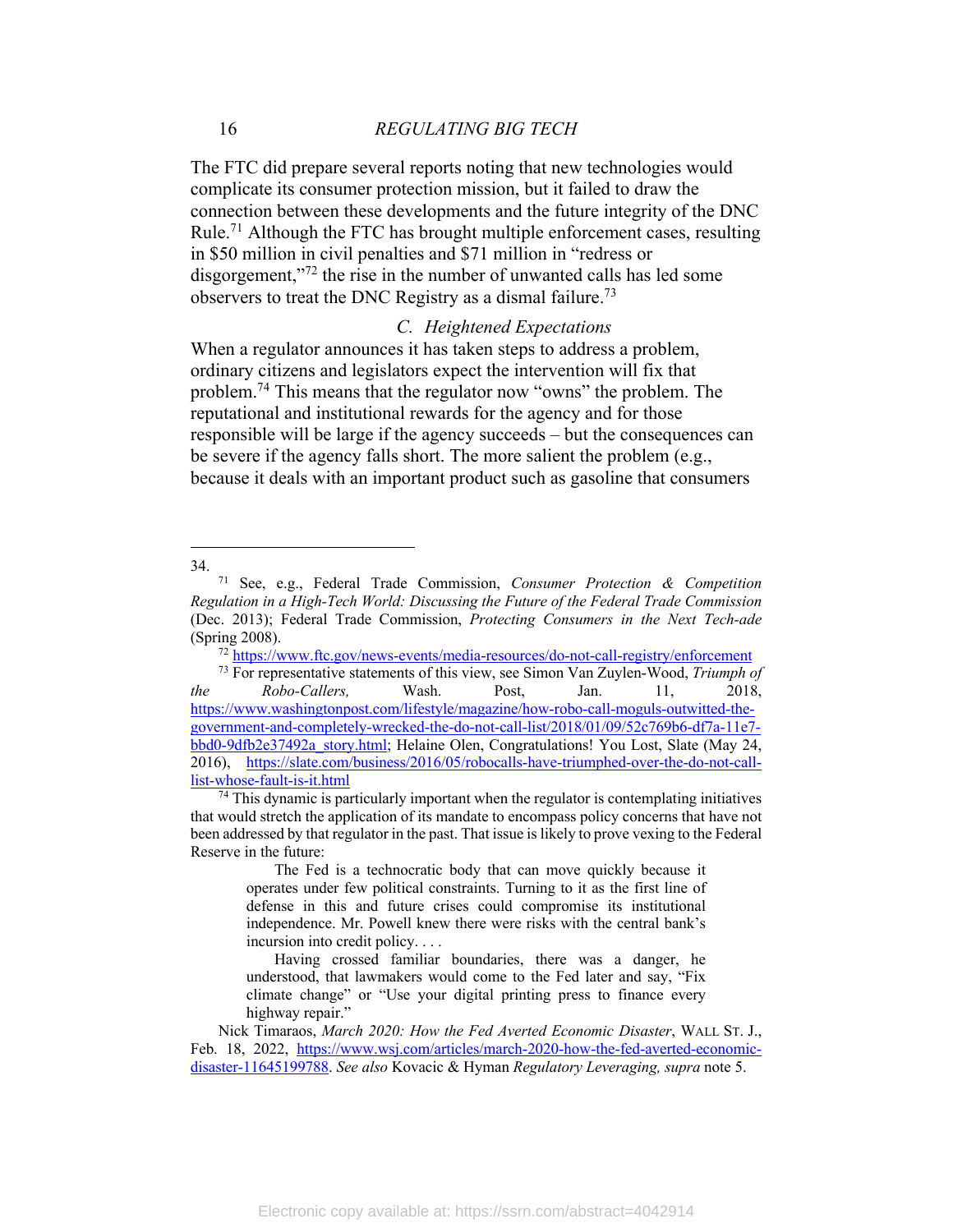The FTC did prepare several reports noting that new technologies would complicate its consumer protection mission, but it failed to draw the connection between these developments and the future integrity of the DNC Rule.[71] Although the FTC has brought multiple enforcement cases, resulting in $50 million in civil penalties and $71 million in "redress or disgorgement,"[72] the rise in the number of unwanted calls has led some observers to treat the DNC Registry as a dismal failure.[73]

### *C. Heightened Expectations*

When a regulator announces it has taken steps to address a problem, ordinary citizens and legislators expect the intervention will fix that problem.[74] This means that the regulator now "owns" the problem. The reputational and institutional rewards for the agency and for those responsible will be large if the agency succeeds – but the consequences can be severe if the agency falls short. The more salient the problem (e.g., because it deals with an important product such as gasoline that consumers

---

34.

[71] See, e.g., Federal Trade Commission, *Consumer Protection & Competition Regulation in a High-Tech World: Discussing the Future of the Federal Trade Commission* (Dec. 2013); Federal Trade Commission, *Protecting Consumers in the Next Tech-ade* (Spring 2008).

[72] https://www.ftc.gov/news-events/media-resources/do-not-call-registry/enforcement

[73] For representative statements of this view, see Simon Van Zuylen-Wood, *Triumph of the Robo-Callers,* Wash. Post, Jan. 11, 2018, https://www.washingtonpost.com/lifestyle/magazine/how-robo-call-moguls-outwitted-the-government-and-completely-wrecked-the-do-not-call-list/2018/01/09/52c769b6-df7a-11e7-bbd0-9dfb2e37492a_story.html; Helaine Olen, Congratulations! You Lost, Slate (May 24, 2016), https://slate.com/business/2016/05/robocalls-have-triumphed-over-the-do-not-call-list-whose-fault-is-it.html

[74] This dynamic is particularly important when the regulator is contemplating initiatives that would stretch the application of its mandate to encompass policy concerns that have not been addressed by that regulator in the past. That issue is likely to prove vexing to the Federal Reserve in the future:

> The Fed is a technocratic body that can move quickly because it operates under few political constraints. Turning to it as the first line of defense in this and future crises could compromise its institutional independence. Mr. Powell knew there were risks with the central bank's incursion into credit policy. . . .
>
> Having crossed familiar boundaries, there was a danger, he understood, that lawmakers would come to the Fed later and say, "Fix climate change" or "Use your digital printing press to finance every highway repair."

Nick Timaraos, *March 2020: How the Fed Averted Economic Disaster*, WALL ST. J., Feb. 18, 2022, https://www.wsj.com/articles/march-2020-how-the-fed-averted-economic-disaster-11645199788. *See also* Kovacic & Hyman *Regulatory Leveraging, supra* note 5.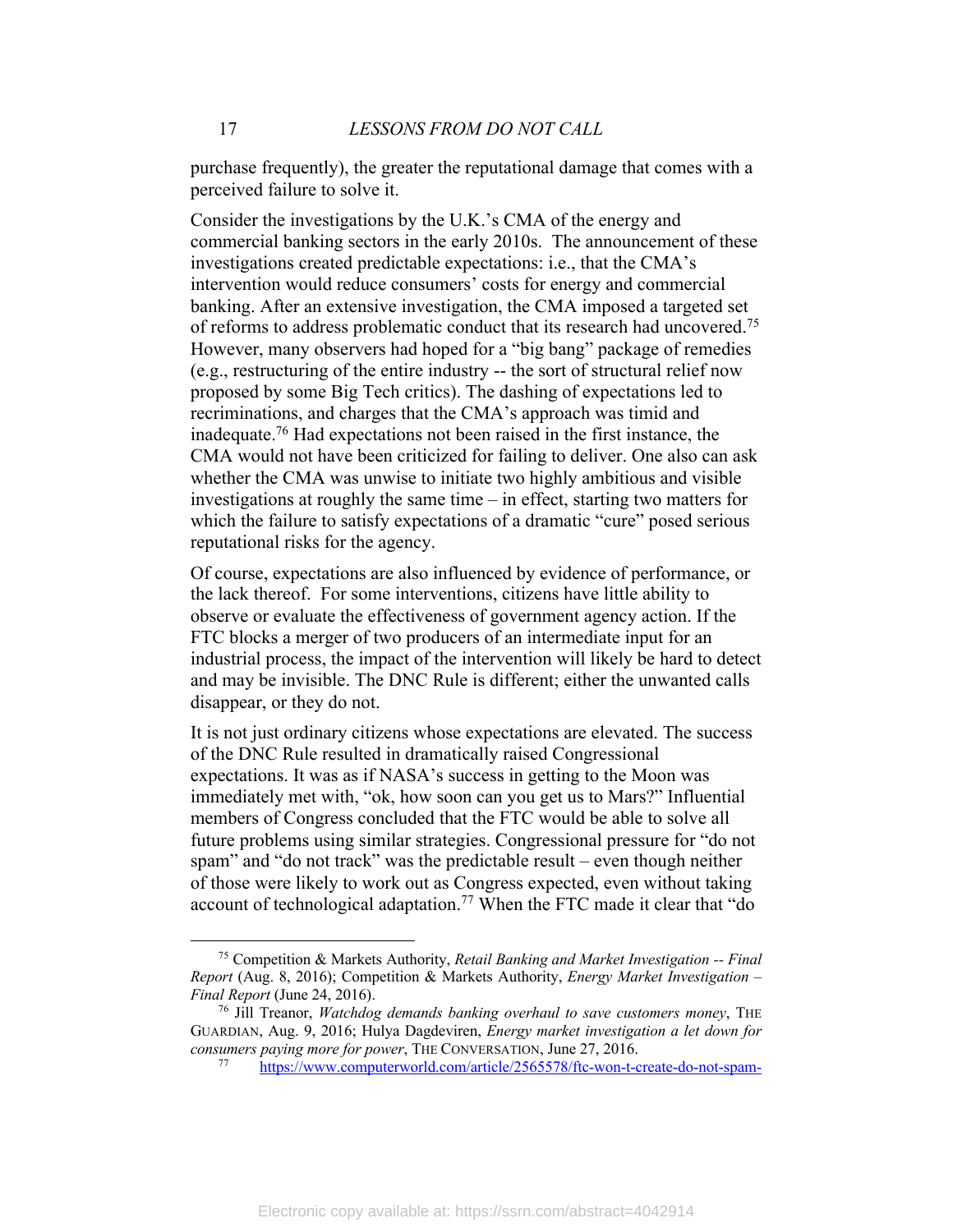purchase frequently), the greater the reputational damage that comes with a perceived failure to solve it.

Consider the investigations by the U.K.'s CMA of the energy and commercial banking sectors in the early 2010s. The announcement of these investigations created predictable expectations: i.e., that the CMA's intervention would reduce consumers' costs for energy and commercial banking. After an extensive investigation, the CMA imposed a targeted set of reforms to address problematic conduct that its research had uncovered.[75] However, many observers had hoped for a "big bang" package of remedies (e.g., restructuring of the entire industry -- the sort of structural relief now proposed by some Big Tech critics). The dashing of expectations led to recriminations, and charges that the CMA's approach was timid and inadequate.[76] Had expectations not been raised in the first instance, the CMA would not have been criticized for failing to deliver. One also can ask whether the CMA was unwise to initiate two highly ambitious and visible investigations at roughly the same time – in effect, starting two matters for which the failure to satisfy expectations of a dramatic "cure" posed serious reputational risks for the agency.

Of course, expectations are also influenced by evidence of performance, or the lack thereof. For some interventions, citizens have little ability to observe or evaluate the effectiveness of government agency action. If the FTC blocks a merger of two producers of an intermediate input for an industrial process, the impact of the intervention will likely be hard to detect and may be invisible. The DNC Rule is different; either the unwanted calls disappear, or they do not.

It is not just ordinary citizens whose expectations are elevated. The success of the DNC Rule resulted in dramatically raised Congressional expectations. It was as if NASA's success in getting to the Moon was immediately met with, "ok, how soon can you get us to Mars?" Influential members of Congress concluded that the FTC would be able to solve all future problems using similar strategies. Congressional pressure for "do not spam" and "do not track" was the predictable result – even though neither of those were likely to work out as Congress expected, even without taking account of technological adaptation.[77] When the FTC made it clear that "do

---

[75] Competition & Markets Authority, *Retail Banking and Market Investigation -- Final Report* (Aug. 8, 2016); Competition & Markets Authority, *Energy Market Investigation – Final Report* (June 24, 2016).

[76] Jill Treanor, *Watchdog demands banking overhaul to save customers money*, THE GUARDIAN, Aug. 9, 2016; Hulya Dagdeviren, *Energy market investigation a let down for consumers paying more for power*, THE CONVERSATION, June 27, 2016.

[77] https://www.computerworld.com/article/2565578/ftc-won-t-create-do-not-spam-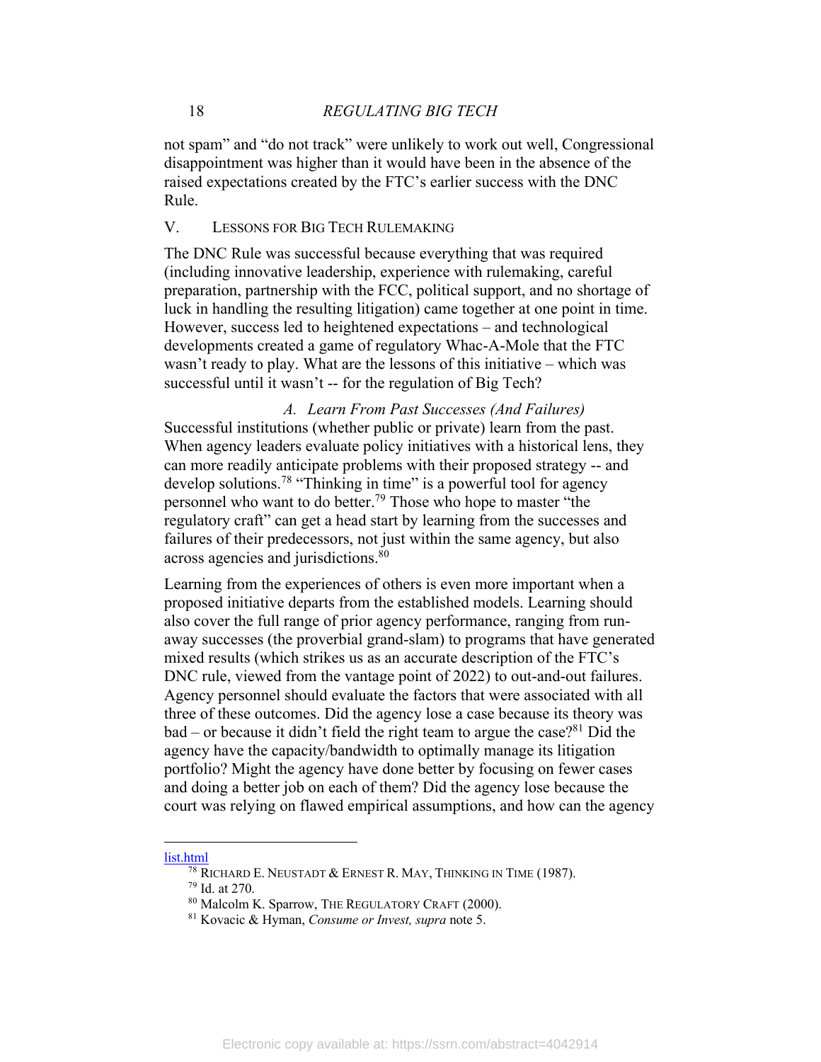not spam" and "do not track" were unlikely to work out well, Congressional disappointment was higher than it would have been in the absence of the raised expectations created by the FTC's earlier success with the DNC Rule.

## V. LESSONS FOR BIG TECH RULEMAKING

The DNC Rule was successful because everything that was required (including innovative leadership, experience with rulemaking, careful preparation, partnership with the FCC, political support, and no shortage of luck in handling the resulting litigation) came together at one point in time. However, success led to heightened expectations – and technological developments created a game of regulatory Whac-A-Mole that the FTC wasn't ready to play. What are the lessons of this initiative – which was successful until it wasn't -- for the regulation of Big Tech?

### *A. Learn From Past Successes (And Failures)*

Successful institutions (whether public or private) learn from the past. When agency leaders evaluate policy initiatives with a historical lens, they can more readily anticipate problems with their proposed strategy -- and develop solutions.[78] "Thinking in time" is a powerful tool for agency personnel who want to do better.[79] Those who hope to master "the regulatory craft" can get a head start by learning from the successes and failures of their predecessors, not just within the same agency, but also across agencies and jurisdictions.[80]

Learning from the experiences of others is even more important when a proposed initiative departs from the established models. Learning should also cover the full range of prior agency performance, ranging from run-away successes (the proverbial grand-slam) to programs that have generated mixed results (which strikes us as an accurate description of the FTC's DNC rule, viewed from the vantage point of 2022) to out-and-out failures. Agency personnel should evaluate the factors that were associated with all three of these outcomes. Did the agency lose a case because its theory was bad – or because it didn't field the right team to argue the case?[81] Did the agency have the capacity/bandwidth to optimally manage its litigation portfolio? Might the agency have done better by focusing on fewer cases and doing a better job on each of them? Did the agency lose because the court was relying on flawed empirical assumptions, and how can the agency

---

list.html

[78] RICHARD E. NEUSTADT & ERNEST R. MAY, THINKING IN TIME (1987).

[79] Id. at 270.

[80] Malcolm K. Sparrow, THE REGULATORY CRAFT (2000).

[81] Kovacic & Hyman, *Consume or Invest, supra* note 5.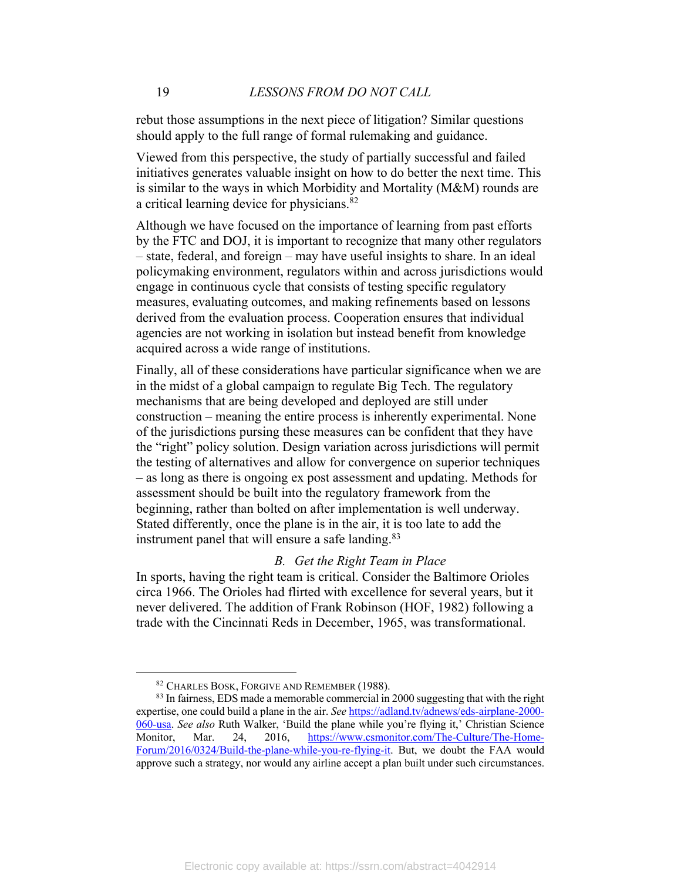rebut those assumptions in the next piece of litigation? Similar questions should apply to the full range of formal rulemaking and guidance.

Viewed from this perspective, the study of partially successful and failed initiatives generates valuable insight on how to do better the next time. This is similar to the ways in which Morbidity and Mortality (M&M) rounds are a critical learning device for physicians.[82]

Although we have focused on the importance of learning from past efforts by the FTC and DOJ, it is important to recognize that many other regulators – state, federal, and foreign – may have useful insights to share. In an ideal policymaking environment, regulators within and across jurisdictions would engage in continuous cycle that consists of testing specific regulatory measures, evaluating outcomes, and making refinements based on lessons derived from the evaluation process. Cooperation ensures that individual agencies are not working in isolation but instead benefit from knowledge acquired across a wide range of institutions.

Finally, all of these considerations have particular significance when we are in the midst of a global campaign to regulate Big Tech. The regulatory mechanisms that are being developed and deployed are still under construction – meaning the entire process is inherently experimental. None of the jurisdictions pursuing these measures can be confident that they have the "right" policy solution. Design variation across jurisdictions will permit the testing of alternatives and allow for convergence on superior techniques – as long as there is ongoing ex post assessment and updating. Methods for assessment should be built into the regulatory framework from the beginning, rather than bolted on after implementation is well underway. Stated differently, once the plane is in the air, it is too late to add the instrument panel that will ensure a safe landing.[83]

### *B. Get the Right Team in Place*

In sports, having the right team is critical. Consider the Baltimore Orioles circa 1966. The Orioles had flirted with excellence for several years, but it never delivered. The addition of Frank Robinson (HOF, 1982) following a trade with the Cincinnati Reds in December, 1965, was transformational.

---

[82] CHARLES BOSK, FORGIVE AND REMEMBER (1988).

[83] In fairness, EDS made a memorable commercial in 2000 suggesting that with the right expertise, one could build a plane in the air. *See* https://adland.tv/adnews/eds-airplane-2000-060-usa. *See also* Ruth Walker, 'Build the plane while you're flying it,' Christian Science Monitor, Mar. 24, 2016, https://www.csmonitor.com/The-Culture/The-Home-Forum/2016/0324/Build-the-plane-while-you-re-flying-it. But, we doubt the FAA would approve such a strategy, nor would any airline accept a plan built under such circumstances.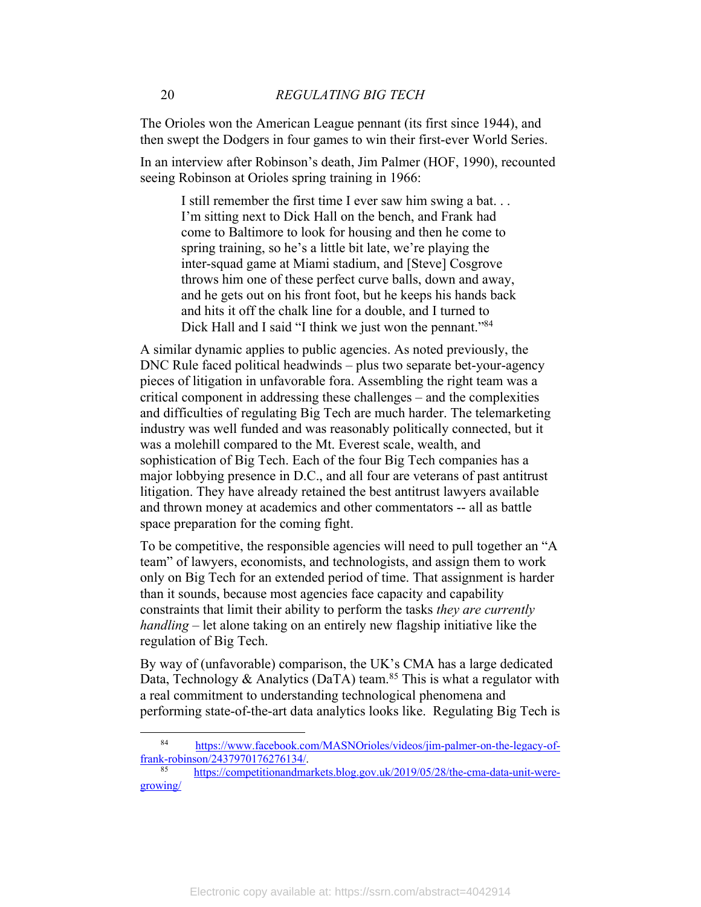The Orioles won the American League pennant (its first since 1944), and then swept the Dodgers in four games to win their first-ever World Series.

In an interview after Robinson's death, Jim Palmer (HOF, 1990), recounted seeing Robinson at Orioles spring training in 1966:

> I still remember the first time I ever saw him swing a bat. . . I'm sitting next to Dick Hall on the bench, and Frank had come to Baltimore to look for housing and then he come to spring training, so he's a little bit late, we're playing the inter-squad game at Miami stadium, and [Steve] Cosgrove throws him one of these perfect curve balls, down and away, and he gets out on his front foot, but he keeps his hands back and hits it off the chalk line for a double, and I turned to Dick Hall and I said "I think we just won the pennant."[84]

A similar dynamic applies to public agencies. As noted previously, the DNC Rule faced political headwinds – plus two separate bet-your-agency pieces of litigation in unfavorable fora. Assembling the right team was a critical component in addressing these challenges – and the complexities and difficulties of regulating Big Tech are much harder. The telemarketing industry was well funded and was reasonably politically connected, but it was a molehill compared to the Mt. Everest scale, wealth, and sophistication of Big Tech. Each of the four Big Tech companies has a major lobbying presence in D.C., and all four are veterans of past antitrust litigation. They have already retained the best antitrust lawyers available and thrown money at academics and other commentators -- all as battle space preparation for the coming fight.

To be competitive, the responsible agencies will need to pull together an "A team" of lawyers, economists, and technologists, and assign them to work only on Big Tech for an extended period of time. That assignment is harder than it sounds, because most agencies face capacity and capability constraints that limit their ability to perform the tasks *they are currently handling* – let alone taking on an entirely new flagship initiative like the regulation of Big Tech.

By way of (unfavorable) comparison, the UK's CMA has a large dedicated Data, Technology & Analytics (DaTA) team.[85] This is what a regulator with a real commitment to understanding technological phenomena and performing state-of-the-art data analytics looks like. Regulating Big Tech is

---

[84] https://www.facebook.com/MASNOrioles/videos/jim-palmer-on-the-legacy-of-frank-robinson/2437970176276134/.

[85] https://competitionandmarkets.blog.gov.uk/2019/05/28/the-cma-data-unit-were-growing/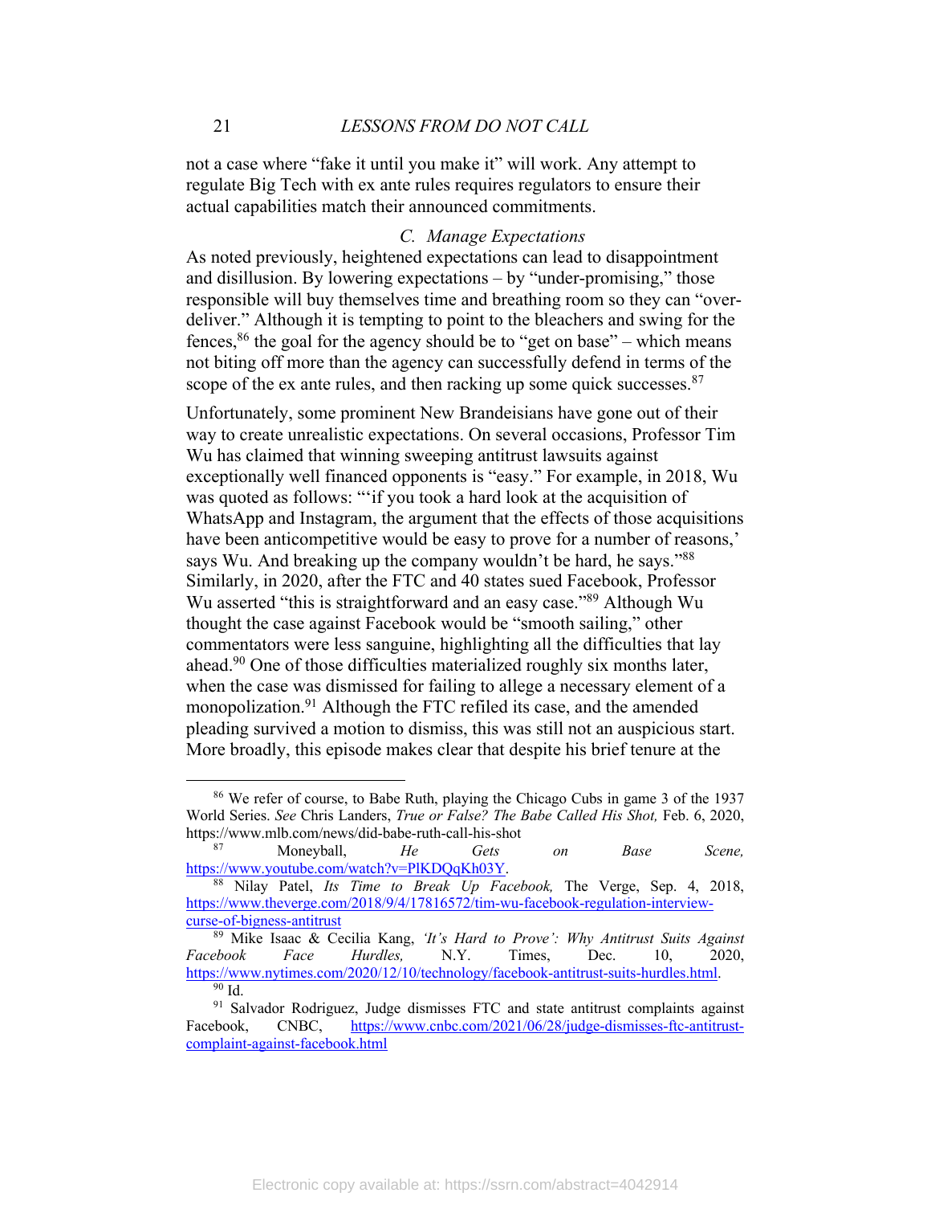not a case where "fake it until you make it" will work. Any attempt to regulate Big Tech with ex ante rules requires regulators to ensure their actual capabilities match their announced commitments.

### C. *Manage Expectations*

As noted previously, heightened expectations can lead to disappointment and disillusion. By lowering expectations – by "under-promising," those responsible will buy themselves time and breathing room so they can "over-deliver." Although it is tempting to point to the bleachers and swing for the fences,[86] the goal for the agency should be to "get on base" – which means not biting off more than the agency can successfully defend in terms of the scope of the ex ante rules, and then racking up some quick successes.[87]

Unfortunately, some prominent New Brandeisians have gone out of their way to create unrealistic expectations. On several occasions, Professor Tim Wu has claimed that winning sweeping antitrust lawsuits against exceptionally well financed opponents is "easy." For example, in 2018, Wu was quoted as follows: "'if you took a hard look at the acquisition of WhatsApp and Instagram, the argument that the effects of those acquisitions have been anticompetitive would be easy to prove for a number of reasons,' says Wu. And breaking up the company wouldn't be hard, he says."[88] Similarly, in 2020, after the FTC and 40 states sued Facebook, Professor Wu asserted "this is straightforward and an easy case."[89] Although Wu thought the case against Facebook would be "smooth sailing," other commentators were less sanguine, highlighting all the difficulties that lay ahead.[90] One of those difficulties materialized roughly six months later, when the case was dismissed for failing to allege a necessary element of a monopolization.[91] Although the FTC refiled its case, and the amended pleading survived a motion to dismiss, this was still not an auspicious start. More broadly, this episode makes clear that despite his brief tenure at the

---

[86] We refer of course, to Babe Ruth, playing the Chicago Cubs in game 3 of the 1937 World Series. *See* Chris Landers, *True or False? The Babe Called His Shot,* Feb. 6, 2020, https://www.mlb.com/news/did-babe-ruth-call-his-shot

[87] Moneyball, *He Gets on Base Scene,* https://www.youtube.com/watch?v=PlKDQqKh03Y.

[88] Nilay Patel, *Its Time to Break Up Facebook,* The Verge, Sep. 4, 2018, https://www.theverge.com/2018/9/4/17816572/tim-wu-facebook-regulation-interview-curse-of-bigness-antitrust

[89] Mike Isaac & Cecilia Kang, *'It's Hard to Prove': Why Antitrust Suits Against Facebook Face Hurdles,* N.Y. Times, Dec. 10, 2020, https://www.nytimes.com/2020/12/10/technology/facebook-antitrust-suits-hurdles.html.

[90] Id.

[91] Salvador Rodriguez, Judge dismisses FTC and state antitrust complaints against Facebook, CNBC, https://www.cnbc.com/2021/06/28/judge-dismisses-ftc-antitrust-complaint-against-facebook.html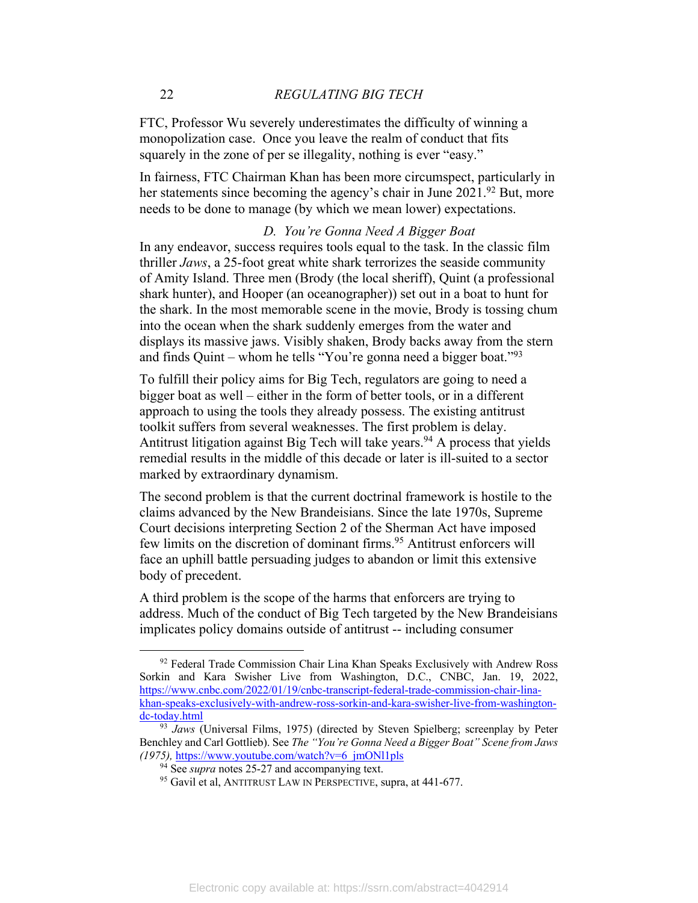FTC, Professor Wu severely underestimates the difficulty of winning a monopolization case. Once you leave the realm of conduct that fits squarely in the zone of per se illegality, nothing is ever "easy."

In fairness, FTC Chairman Khan has been more circumspect, particularly in her statements since becoming the agency's chair in June 2021.[92] But, more needs to be done to manage (by which we mean lower) expectations.

### D. *You're Gonna Need A Bigger Boat*

In any endeavor, success requires tools equal to the task. In the classic film thriller *Jaws*, a 25-foot great white shark terrorizes the seaside community of Amity Island. Three men (Brody (the local sheriff), Quint (a professional shark hunter), and Hooper (an oceanographer)) set out in a boat to hunt for the shark. In the most memorable scene in the movie, Brody is tossing chum into the ocean when the shark suddenly emerges from the water and displays its massive jaws. Visibly shaken, Brody backs away from the stern and finds Quint – whom he tells "You're gonna need a bigger boat."[93]

To fulfill their policy aims for Big Tech, regulators are going to need a bigger boat as well – either in the form of better tools, or in a different approach to using the tools they already possess. The existing antitrust toolkit suffers from several weaknesses. The first problem is delay. Antitrust litigation against Big Tech will take years.[94] A process that yields remedial results in the middle of this decade or later is ill-suited to a sector marked by extraordinary dynamism.

The second problem is that the current doctrinal framework is hostile to the claims advanced by the New Brandeisians. Since the late 1970s, Supreme Court decisions interpreting Section 2 of the Sherman Act have imposed few limits on the discretion of dominant firms.[95] Antitrust enforcers will face an uphill battle persuading judges to abandon or limit this extensive body of precedent.

A third problem is the scope of the harms that enforcers are trying to address. Much of the conduct of Big Tech targeted by the New Brandeisians implicates policy domains outside of antitrust -- including consumer

---

[92] Federal Trade Commission Chair Lina Khan Speaks Exclusively with Andrew Ross Sorkin and Kara Swisher Live from Washington, D.C., CNBC, Jan. 19, 2022, https://www.cnbc.com/2022/01/19/cnbc-transcript-federal-trade-commission-chair-lina-khan-speaks-exclusively-with-andrew-ross-sorkin-and-kara-swisher-live-from-washington-dc-today.html

[93] *Jaws* (Universal Films, 1975) (directed by Steven Spielberg; screenplay by Peter Benchley and Carl Gottlieb). See *The "You're Gonna Need a Bigger Boat" Scene from Jaws (1975),* https://www.youtube.com/watch?v=6_jmONl1pls

[94] See *supra* notes 25-27 and accompanying text.

[95] Gavil et al, ANTITRUST LAW IN PERSPECTIVE, supra, at 441-677.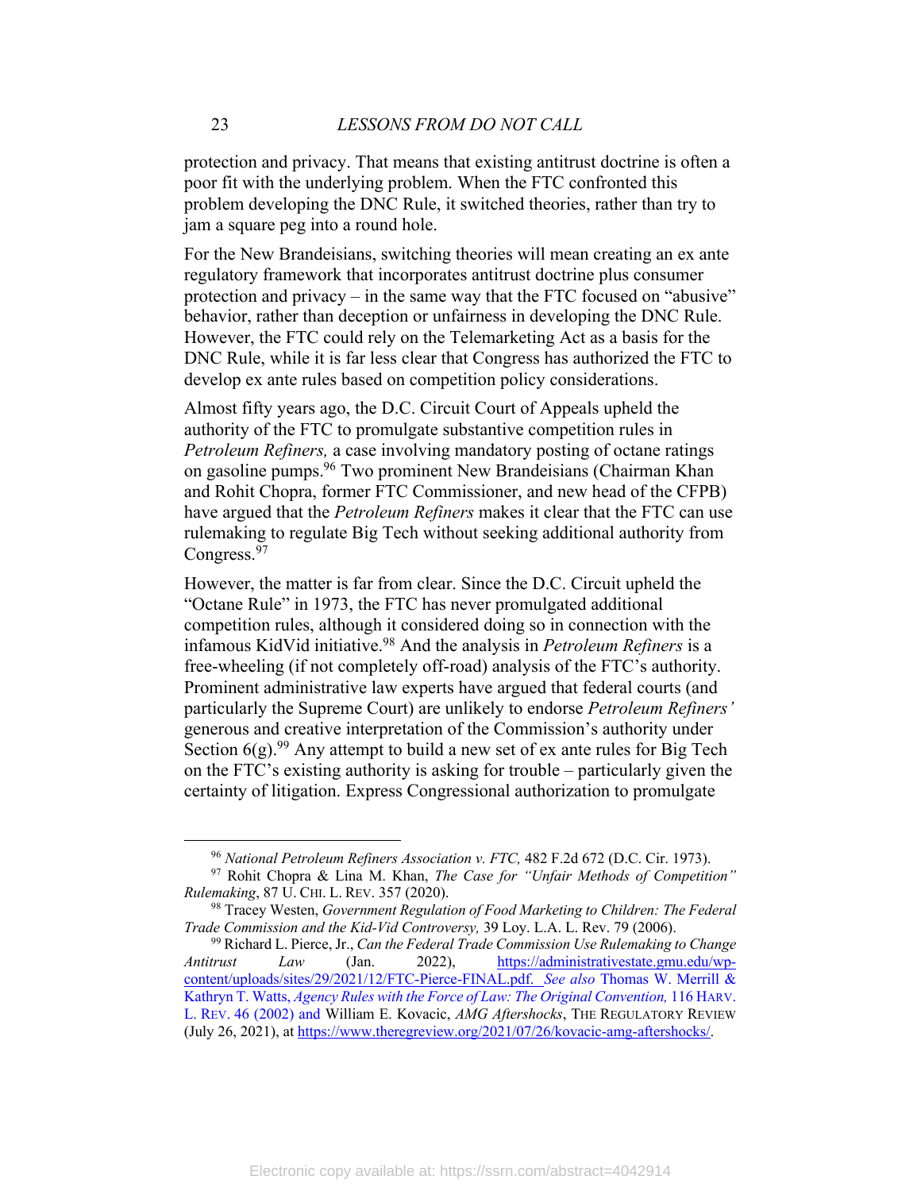protection and privacy. That means that existing antitrust doctrine is often a poor fit with the underlying problem. When the FTC confronted this problem developing the DNC Rule, it switched theories, rather than try to jam a square peg into a round hole.

For the New Brandeisians, switching theories will mean creating an ex ante regulatory framework that incorporates antitrust doctrine plus consumer protection and privacy – in the same way that the FTC focused on "abusive" behavior, rather than deception or unfairness in developing the DNC Rule. However, the FTC could rely on the Telemarketing Act as a basis for the DNC Rule, while it is far less clear that Congress has authorized the FTC to develop ex ante rules based on competition policy considerations.

Almost fifty years ago, the D.C. Circuit Court of Appeals upheld the authority of the FTC to promulgate substantive competition rules in *Petroleum Refiners,* a case involving mandatory posting of octane ratings on gasoline pumps.[96] Two prominent New Brandeisians (Chairman Khan and Rohit Chopra, former FTC Commissioner, and new head of the CFPB) have argued that the *Petroleum Refiners* makes it clear that the FTC can use rulemaking to regulate Big Tech without seeking additional authority from Congress.[97]

However, the matter is far from clear. Since the D.C. Circuit upheld the "Octane Rule" in 1973, the FTC has never promulgated additional competition rules, although it considered doing so in connection with the infamous KidVid initiative.[98] And the analysis in *Petroleum Refiners* is a free-wheeling (if not completely off-road) analysis of the FTC's authority. Prominent administrative law experts have argued that federal courts (and particularly the Supreme Court) are unlikely to endorse *Petroleum Refiners'* generous and creative interpretation of the Commission's authority under Section 6(g).[99] Any attempt to build a new set of ex ante rules for Big Tech on the FTC's existing authority is asking for trouble – particularly given the certainty of litigation. Express Congressional authorization to promulgate

---

[96] *National Petroleum Refiners Association v. FTC,* 482 F.2d 672 (D.C. Cir. 1973).

[97] Rohit Chopra & Lina M. Khan, *The Case for "Unfair Methods of Competition" Rulemaking*, 87 U. CHI. L. REV. 357 (2020).

[98] Tracey Westen, *Government Regulation of Food Marketing to Children: The Federal Trade Commission and the Kid-Vid Controversy,* 39 Loy. L.A. L. Rev. 79 (2006).

[99] Richard L. Pierce, Jr., *Can the Federal Trade Commission Use Rulemaking to Change Antitrust Law* (Jan. 2022), https://administrativestate.gmu.edu/wp-content/uploads/sites/29/2021/12/FTC-Pierce-FINAL.pdf. *See also* Thomas W. Merrill & Kathryn T. Watts, *Agency Rules with the Force of Law: The Original Convention,* 116 HARV. L. REV. 46 (2002) and William E. Kovacic, *AMG Aftershocks*, THE REGULATORY REVIEW (July 26, 2021), at https://www.theregreview.org/2021/07/26/kovacic-amg-aftershocks/.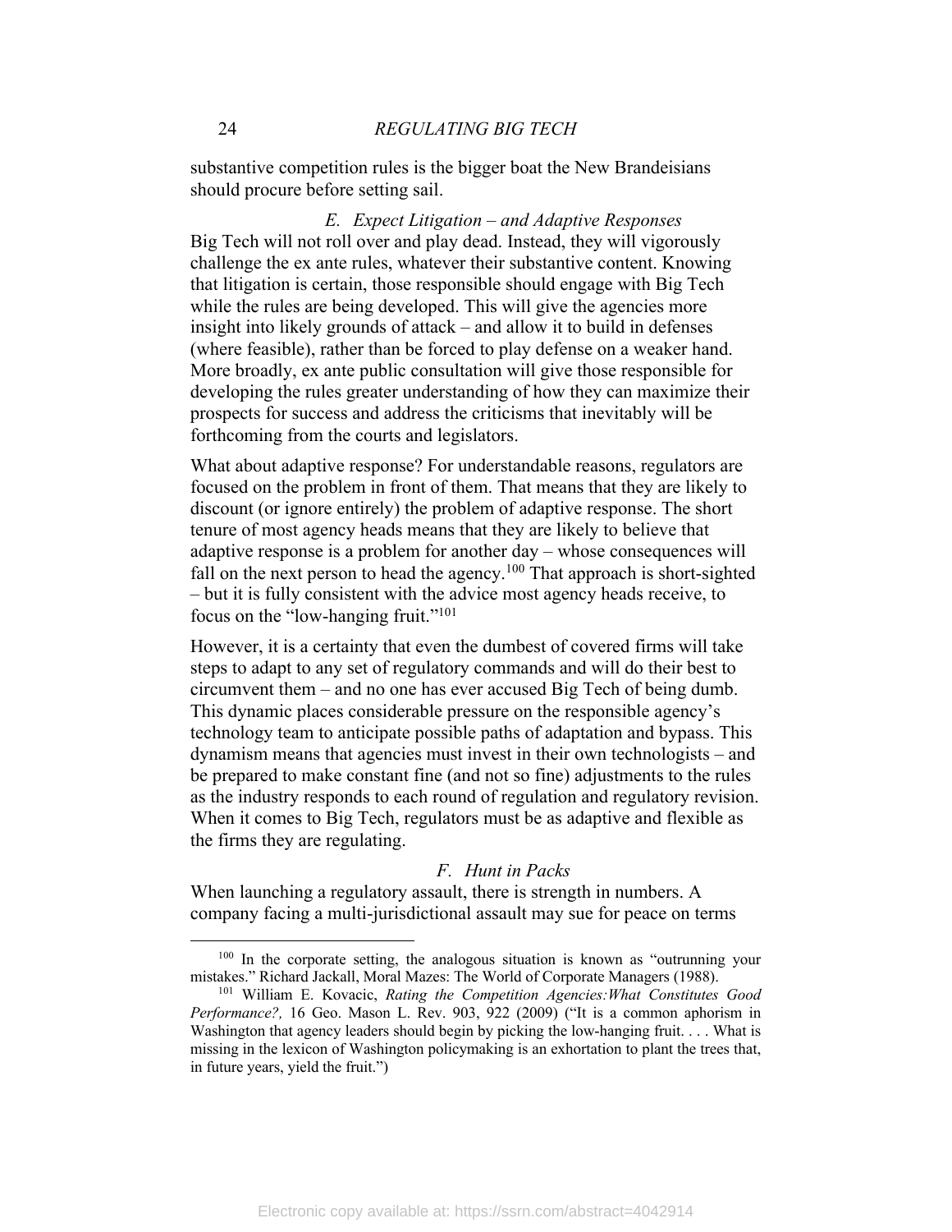substantive competition rules is the bigger boat the New Brandeisians should procure before setting sail.

### *E. Expect Litigation – and Adaptive Responses*

Big Tech will not roll over and play dead. Instead, they will vigorously challenge the ex ante rules, whatever their substantive content. Knowing that litigation is certain, those responsible should engage with Big Tech while the rules are being developed. This will give the agencies more insight into likely grounds of attack – and allow it to build in defenses (where feasible), rather than be forced to play defense on a weaker hand. More broadly, ex ante public consultation will give those responsible for developing the rules greater understanding of how they can maximize their prospects for success and address the criticisms that inevitably will be forthcoming from the courts and legislators.

What about adaptive response? For understandable reasons, regulators are focused on the problem in front of them. That means that they are likely to discount (or ignore entirely) the problem of adaptive response. The short tenure of most agency heads means that they are likely to believe that adaptive response is a problem for another day – whose consequences will fall on the next person to head the agency.[100] That approach is short-sighted – but it is fully consistent with the advice most agency heads receive, to focus on the "low-hanging fruit."[101]

However, it is a certainty that even the dumbest of covered firms will take steps to adapt to any set of regulatory commands and will do their best to circumvent them – and no one has ever accused Big Tech of being dumb. This dynamic places considerable pressure on the responsible agency's technology team to anticipate possible paths of adaptation and bypass. This dynamism means that agencies must invest in their own technologists – and be prepared to make constant fine (and not so fine) adjustments to the rules as the industry responds to each round of regulation and regulatory revision. When it comes to Big Tech, regulators must be as adaptive and flexible as the firms they are regulating.

### *F. Hunt in Packs*

When launching a regulatory assault, there is strength in numbers. A company facing a multi-jurisdictional assault may sue for peace on terms

---

[100] In the corporate setting, the analogous situation is known as "outrunning your mistakes." Richard Jackall, Moral Mazes: The World of Corporate Managers (1988).

[101] William E. Kovacic, *Rating the Competition Agencies:What Constitutes Good Performance?,* 16 Geo. Mason L. Rev. 903, 922 (2009) ("It is a common aphorism in Washington that agency leaders should begin by picking the low-hanging fruit. . . . What is missing in the lexicon of Washington policymaking is an exhortation to plant the trees that, in future years, yield the fruit.")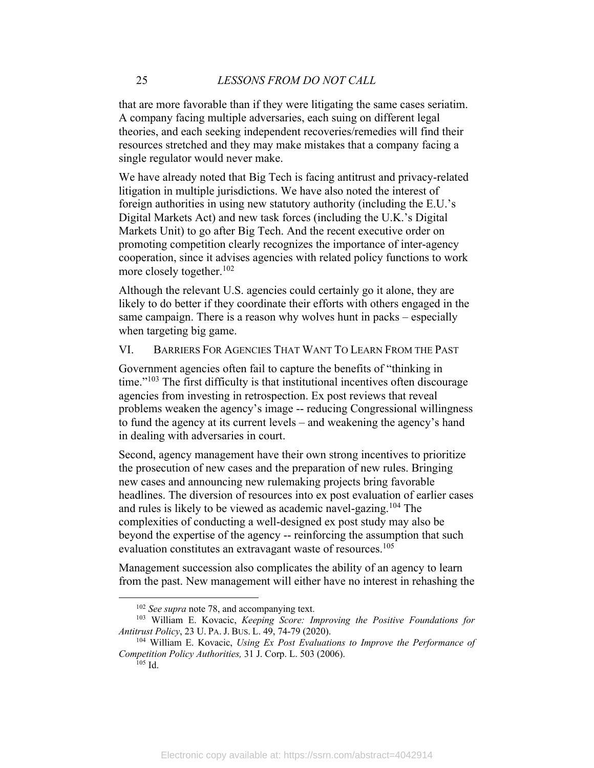that are more favorable than if they were litigating the same cases seriatim. A company facing multiple adversaries, each suing on different legal theories, and each seeking independent recoveries/remedies will find their resources stretched and they may make mistakes that a company facing a single regulator would never make.

We have already noted that Big Tech is facing antitrust and privacy-related litigation in multiple jurisdictions. We have also noted the interest of foreign authorities in using new statutory authority (including the E.U.'s Digital Markets Act) and new task forces (including the U.K.'s Digital Markets Unit) to go after Big Tech. And the recent executive order on promoting competition clearly recognizes the importance of inter-agency cooperation, since it advises agencies with related policy functions to work more closely together.[102]

Although the relevant U.S. agencies could certainly go it alone, they are likely to do better if they coordinate their efforts with others engaged in the same campaign. There is a reason why wolves hunt in packs – especially when targeting big game.

## VI. BARRIERS FOR AGENCIES THAT WANT TO LEARN FROM THE PAST

Government agencies often fail to capture the benefits of "thinking in time."[103] The first difficulty is that institutional incentives often discourage agencies from investing in retrospection. Ex post reviews that reveal problems weaken the agency's image -- reducing Congressional willingness to fund the agency at its current levels – and weakening the agency's hand in dealing with adversaries in court.

Second, agency management have their own strong incentives to prioritize the prosecution of new cases and the preparation of new rules. Bringing new cases and announcing new rulemaking projects bring favorable headlines. The diversion of resources into ex post evaluation of earlier cases and rules is likely to be viewed as academic navel-gazing.[104] The complexities of conducting a well-designed ex post study may also be beyond the expertise of the agency -- reinforcing the assumption that such evaluation constitutes an extravagant waste of resources.[105]

Management succession also complicates the ability of an agency to learn from the past. New management will either have no interest in rehashing the

---

[102] *See supra* note 78, and accompanying text.

[103] William E. Kovacic, *Keeping Score: Improving the Positive Foundations for Antitrust Policy*, 23 U. PA. J. BUS. L. 49, 74-79 (2020).

[104] William E. Kovacic, *Using Ex Post Evaluations to Improve the Performance of Competition Policy Authorities,* 31 J. Corp. L. 503 (2006).

[105] Id.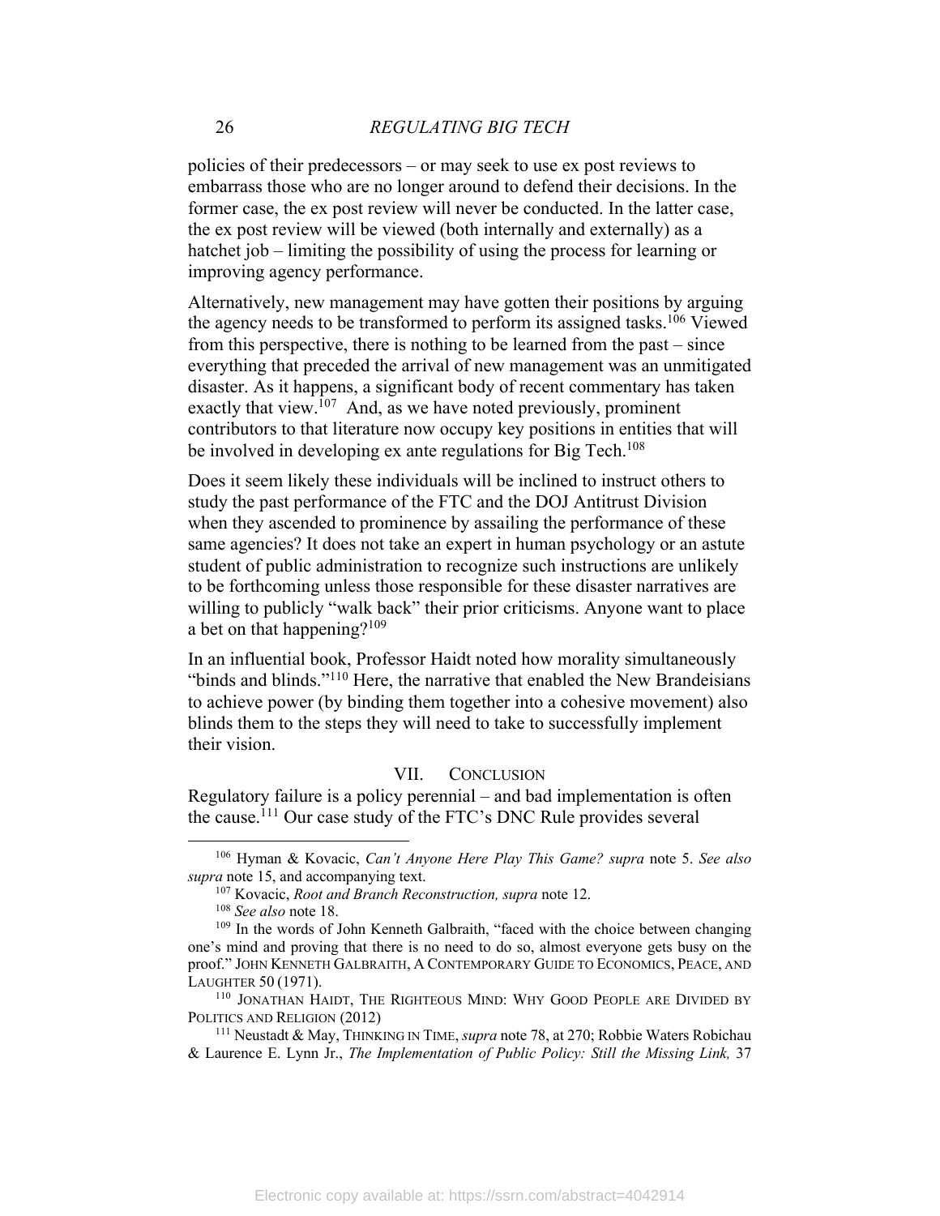policies of their predecessors – or may seek to use ex post reviews to embarrass those who are no longer around to defend their decisions. In the former case, the ex post review will never be conducted. In the latter case, the ex post review will be viewed (both internally and externally) as a hatchet job – limiting the possibility of using the process for learning or improving agency performance.

Alternatively, new management may have gotten their positions by arguing the agency needs to be transformed to perform its assigned tasks.[106] Viewed from this perspective, there is nothing to be learned from the past – since everything that preceded the arrival of new management was an unmitigated disaster. As it happens, a significant body of recent commentary has taken exactly that view.[107] And, as we have noted previously, prominent contributors to that literature now occupy key positions in entities that will be involved in developing ex ante regulations for Big Tech.[108]

Does it seem likely these individuals will be inclined to instruct others to study the past performance of the FTC and the DOJ Antitrust Division when they ascended to prominence by assailing the performance of these same agencies? It does not take an expert in human psychology or an astute student of public administration to recognize such instructions are unlikely to be forthcoming unless those responsible for these disaster narratives are willing to publicly "walk back" their prior criticisms. Anyone want to place a bet on that happening?[109]

In an influential book, Professor Haidt noted how morality simultaneously "binds and blinds."[110] Here, the narrative that enabled the New Brandeisians to achieve power (by binding them together into a cohesive movement) also blinds them to the steps they will need to take to successfully implement their vision.

## VII. Conclusion

Regulatory failure is a policy perennial – and bad implementation is often the cause.[111] Our case study of the FTC's DNC Rule provides several

---

[106] Hyman & Kovacic, *Can't Anyone Here Play This Game? supra* note 5. *See also supra* note 15, and accompanying text.

[107] Kovacic, *Root and Branch Reconstruction, supra* note 12.

[108] *See also* note 18.

[109] In the words of John Kenneth Galbraith, "faced with the choice between changing one's mind and proving that there is no need to do so, almost everyone gets busy on the proof." JOHN KENNETH GALBRAITH, A CONTEMPORARY GUIDE TO ECONOMICS, PEACE, AND LAUGHTER 50 (1971).

[110] JONATHAN HAIDT, THE RIGHTEOUS MIND: WHY GOOD PEOPLE ARE DIVIDED BY POLITICS AND RELIGION (2012)

[111] Neustadt & May, THINKING IN TIME, *supra* note 78, at 270; Robbie Waters Robichau & Laurence E. Lynn Jr., *The Implementation of Public Policy: Still the Missing Link,* 37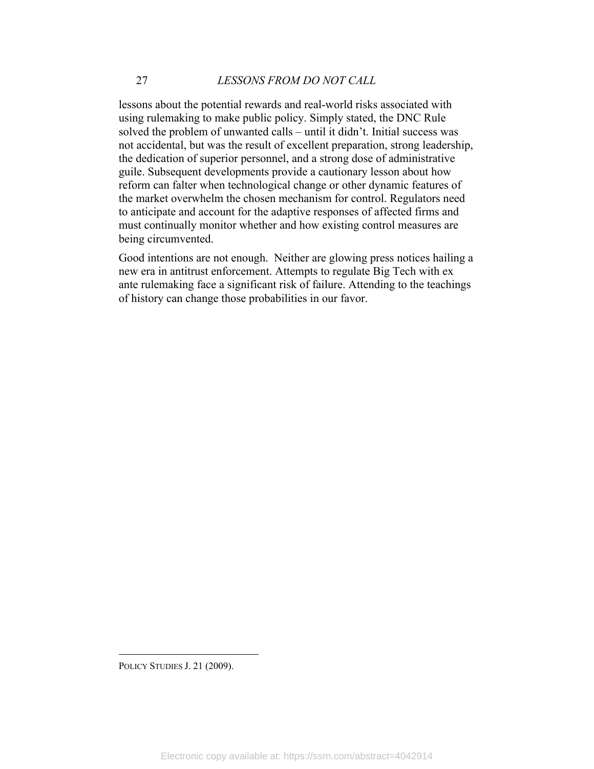lessons about the potential rewards and real-world risks associated with using rulemaking to make public policy. Simply stated, the DNC Rule solved the problem of unwanted calls – until it didn't. Initial success was not accidental, but was the result of excellent preparation, strong leadership, the dedication of superior personnel, and a strong dose of administrative guile. Subsequent developments provide a cautionary lesson about how reform can falter when technological change or other dynamic features of the market overwhelm the chosen mechanism for control. Regulators need to anticipate and account for the adaptive responses of affected firms and must continually monitor whether and how existing control measures are being circumvented.

Good intentions are not enough. Neither are glowing press notices hailing a new era in antitrust enforcement. Attempts to regulate Big Tech with ex ante rulemaking face a significant risk of failure. Attending to the teachings of history can change those probabilities in our favor.

---

POLICY STUDIES J. 21 (2009).